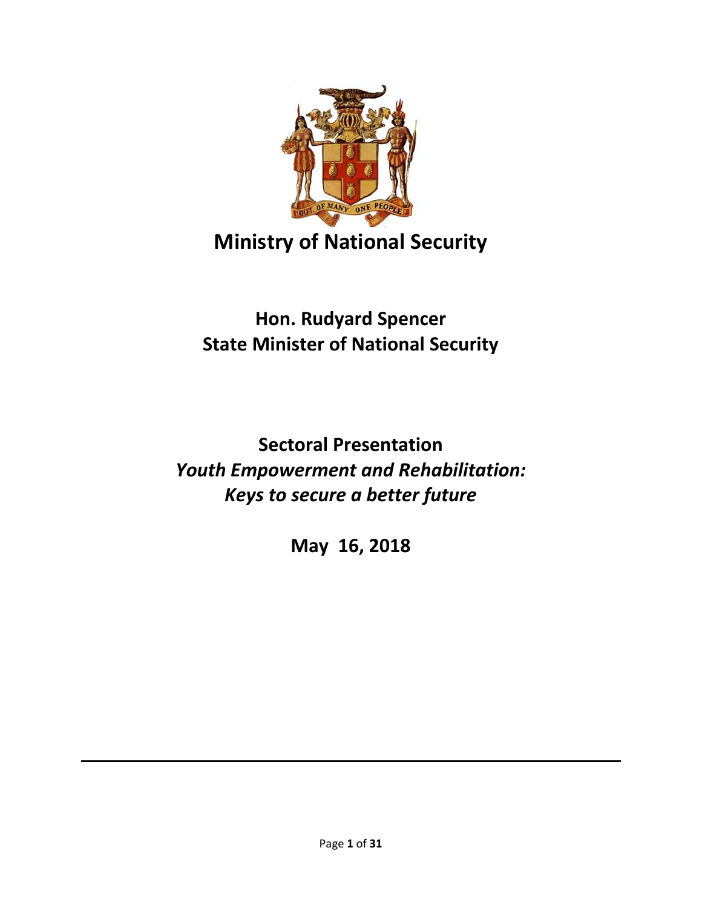# Ministry of National Security

## Hon. Rudyard Spencer
## State Minister of National Security

## Sectoral Presentation
## *Youth Empowerment and Rehabilitation: Keys to secure a better future*

**May 16, 2018**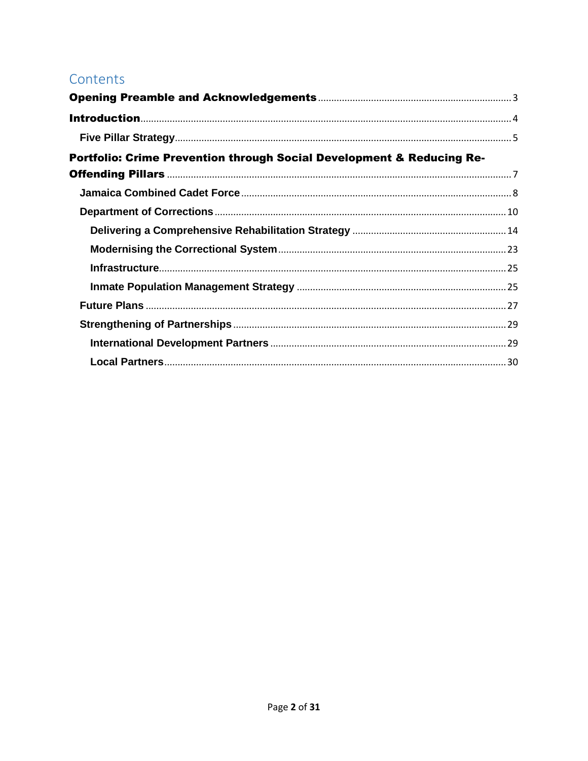# Contents

**Opening Preamble and Acknowledgements** ........ 3

**Introduction** ........ 4

- **Five Pillar Strategy** ........ 5

**Portfolio: Crime Prevention through Social Development & Reducing Re-Offending Pillars** ........ 7

- **Jamaica Combined Cadet Force** ........ 8
- **Department of Corrections** ........ 10
  - **Delivering a Comprehensive Rehabilitation Strategy** ........ 14
  - **Modernising the Correctional System** ........ 23
  - **Infrastructure** ........ 25
  - **Inmate Population Management Strategy** ........ 25
- **Future Plans** ........ 27
- **Strengthening of Partnerships** ........ 29
  - **International Development Partners** ........ 29
  - **Local Partners** ........ 30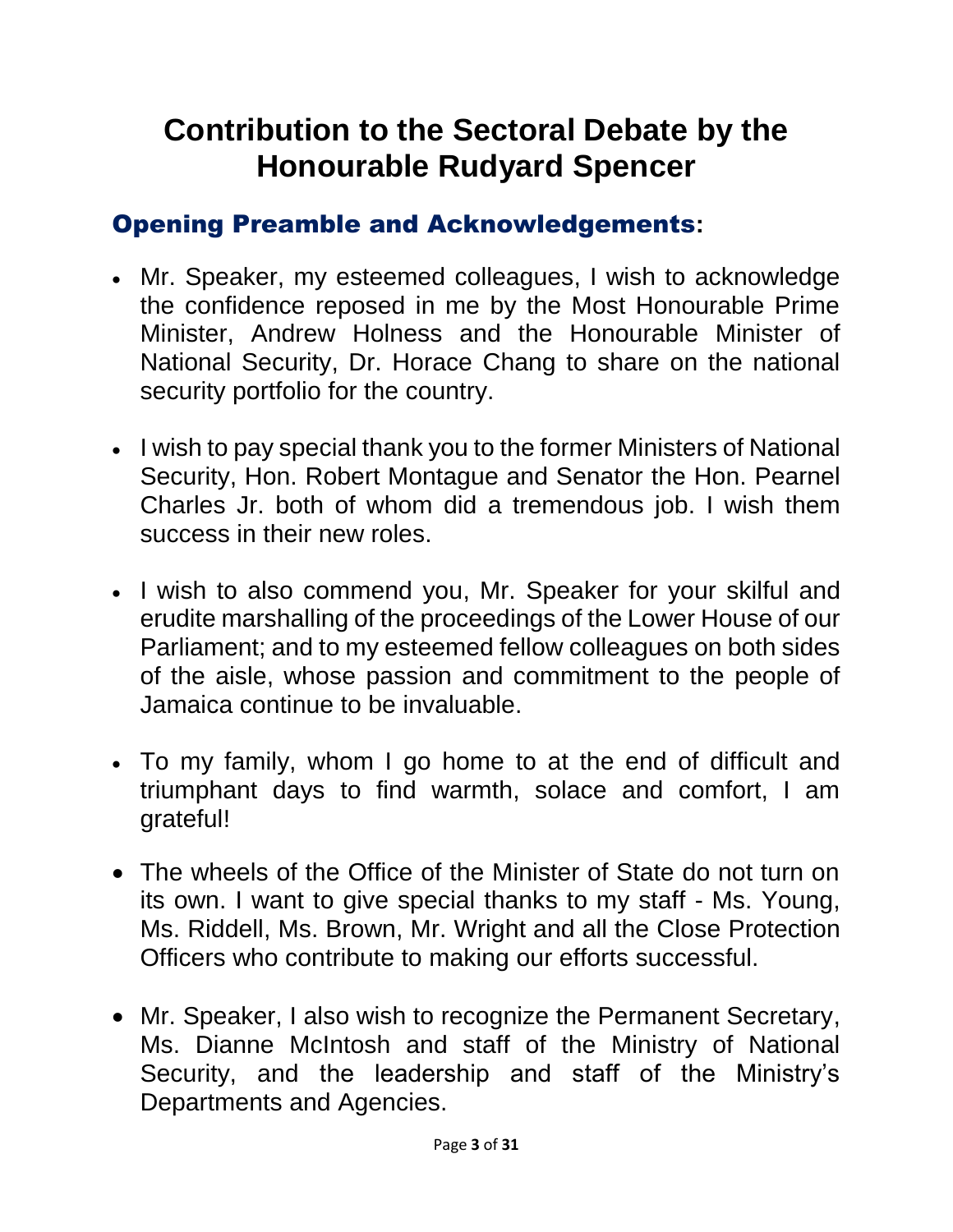# Contribution to the Sectoral Debate by the Honourable Rudyard Spencer

## Opening Preamble and Acknowledgements:

- Mr. Speaker, my esteemed colleagues, I wish to acknowledge the confidence reposed in me by the Most Honourable Prime Minister, Andrew Holness and the Honourable Minister of National Security, Dr. Horace Chang to share on the national security portfolio for the country.
- I wish to pay special thank you to the former Ministers of National Security, Hon. Robert Montague and Senator the Hon. Pearnel Charles Jr. both of whom did a tremendous job. I wish them success in their new roles.
- I wish to also commend you, Mr. Speaker for your skilful and erudite marshalling of the proceedings of the Lower House of our Parliament; and to my esteemed fellow colleagues on both sides of the aisle, whose passion and commitment to the people of Jamaica continue to be invaluable.
- To my family, whom I go home to at the end of difficult and triumphant days to find warmth, solace and comfort, I am grateful!
- The wheels of the Office of the Minister of State do not turn on its own. I want to give special thanks to my staff - Ms. Young, Ms. Riddell, Ms. Brown, Mr. Wright and all the Close Protection Officers who contribute to making our efforts successful.
- Mr. Speaker, I also wish to recognize the Permanent Secretary, Ms. Dianne McIntosh and staff of the Ministry of National Security, and the leadership and staff of the Ministry's Departments and Agencies.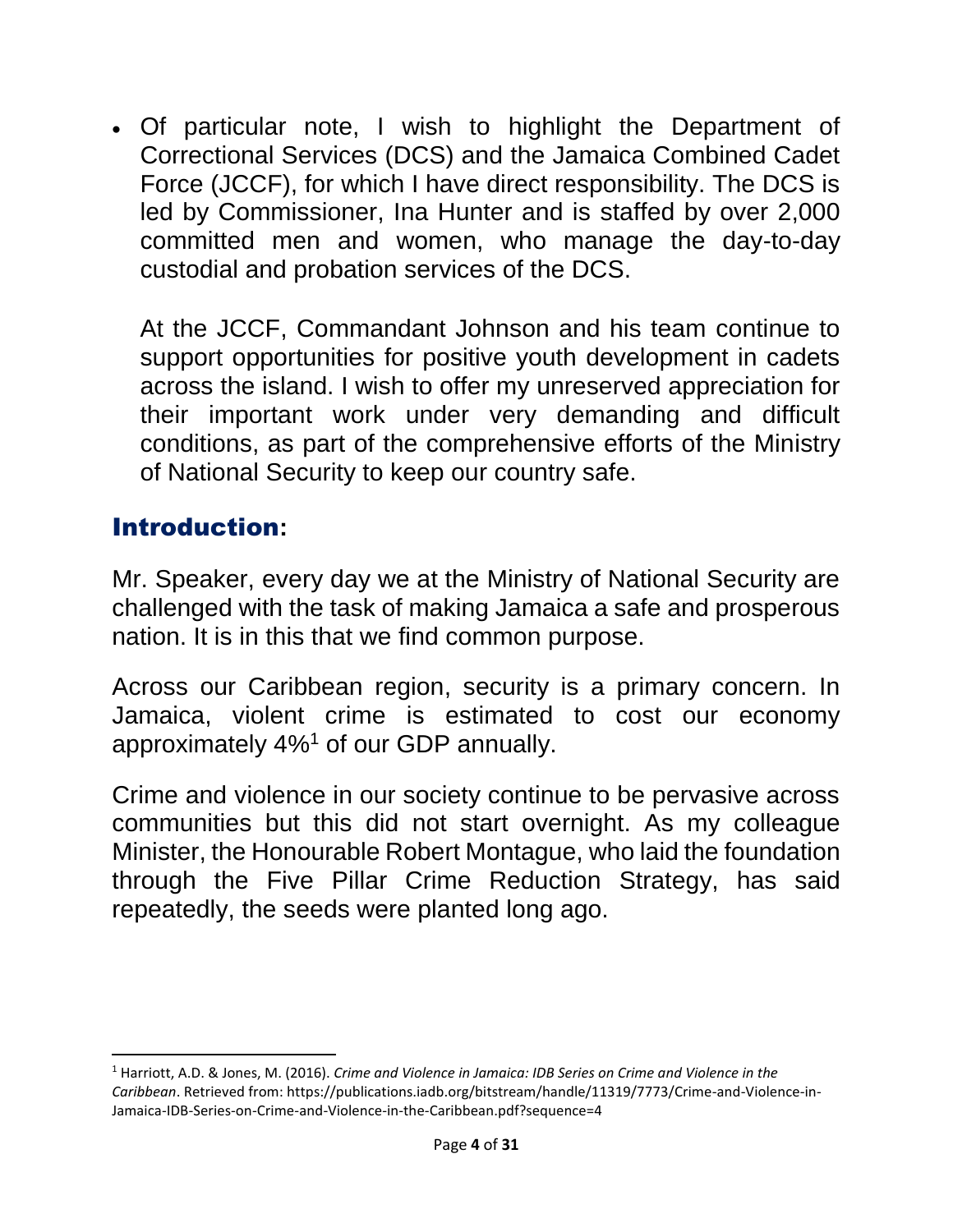- Of particular note, I wish to highlight the Department of Correctional Services (DCS) and the Jamaica Combined Cadet Force (JCCF), for which I have direct responsibility. The DCS is led by Commissioner, Ina Hunter and is staffed by over 2,000 committed men and women, who manage the day-to-day custodial and probation services of the DCS.

  At the JCCF, Commandant Johnson and his team continue to support opportunities for positive youth development in cadets across the island. I wish to offer my unreserved appreciation for their important work under very demanding and difficult conditions, as part of the comprehensive efforts of the Ministry of National Security to keep our country safe.

## Introduction:

Mr. Speaker, every day we at the Ministry of National Security are challenged with the task of making Jamaica a safe and prosperous nation. It is in this that we find common purpose.

Across our Caribbean region, security is a primary concern. In Jamaica, violent crime is estimated to cost our economy approximately 4%[1] of our GDP annually.

Crime and violence in our society continue to be pervasive across communities but this did not start overnight. As my colleague Minister, the Honourable Robert Montague, who laid the foundation through the Five Pillar Crime Reduction Strategy, has said repeatedly, the seeds were planted long ago.

---

[1] Harriott, A.D. & Jones, M. (2016). *Crime and Violence in Jamaica: IDB Series on Crime and Violence in the Caribbean*. Retrieved from: https://publications.iadb.org/bitstream/handle/11319/7773/Crime-and-Violence-in-Jamaica-IDB-Series-on-Crime-and-Violence-in-the-Caribbean.pdf?sequence=4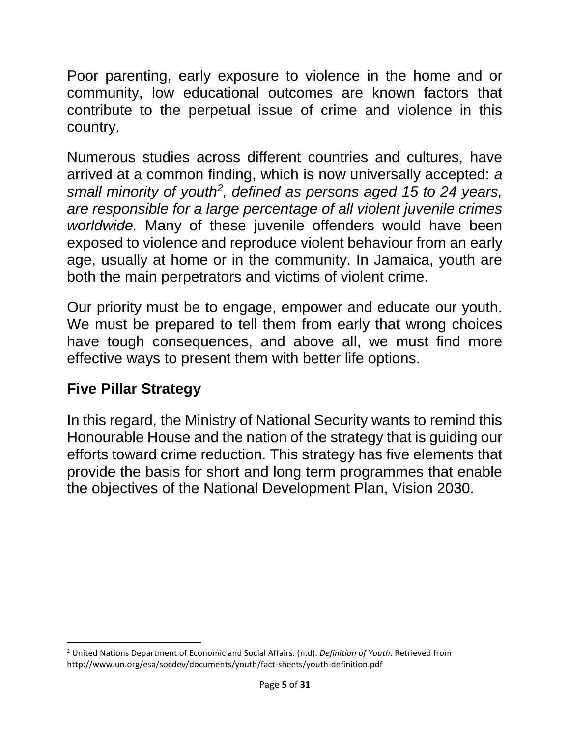Poor parenting, early exposure to violence in the home and or community, low educational outcomes are known factors that contribute to the perpetual issue of crime and violence in this country.

Numerous studies across different countries and cultures, have arrived at a common finding, which is now universally accepted: *a small minority of youth[2], defined as persons aged 15 to 24 years, are responsible for a large percentage of all violent juvenile crimes worldwide.* Many of these juvenile offenders would have been exposed to violence and reproduce violent behaviour from an early age, usually at home or in the community. In Jamaica, youth are both the main perpetrators and victims of violent crime.

Our priority must be to engage, empower and educate our youth. We must be prepared to tell them from early that wrong choices have tough consequences, and above all, we must find more effective ways to present them with better life options.

## Five Pillar Strategy

In this regard, the Ministry of National Security wants to remind this Honourable House and the nation of the strategy that is guiding our efforts toward crime reduction. This strategy has five elements that provide the basis for short and long term programmes that enable the objectives of the National Development Plan, Vision 2030.

---

[2] United Nations Department of Economic and Social Affairs. (n.d). *Definition of Youth*. Retrieved from http://www.un.org/esa/socdev/documents/youth/fact-sheets/youth-definition.pdf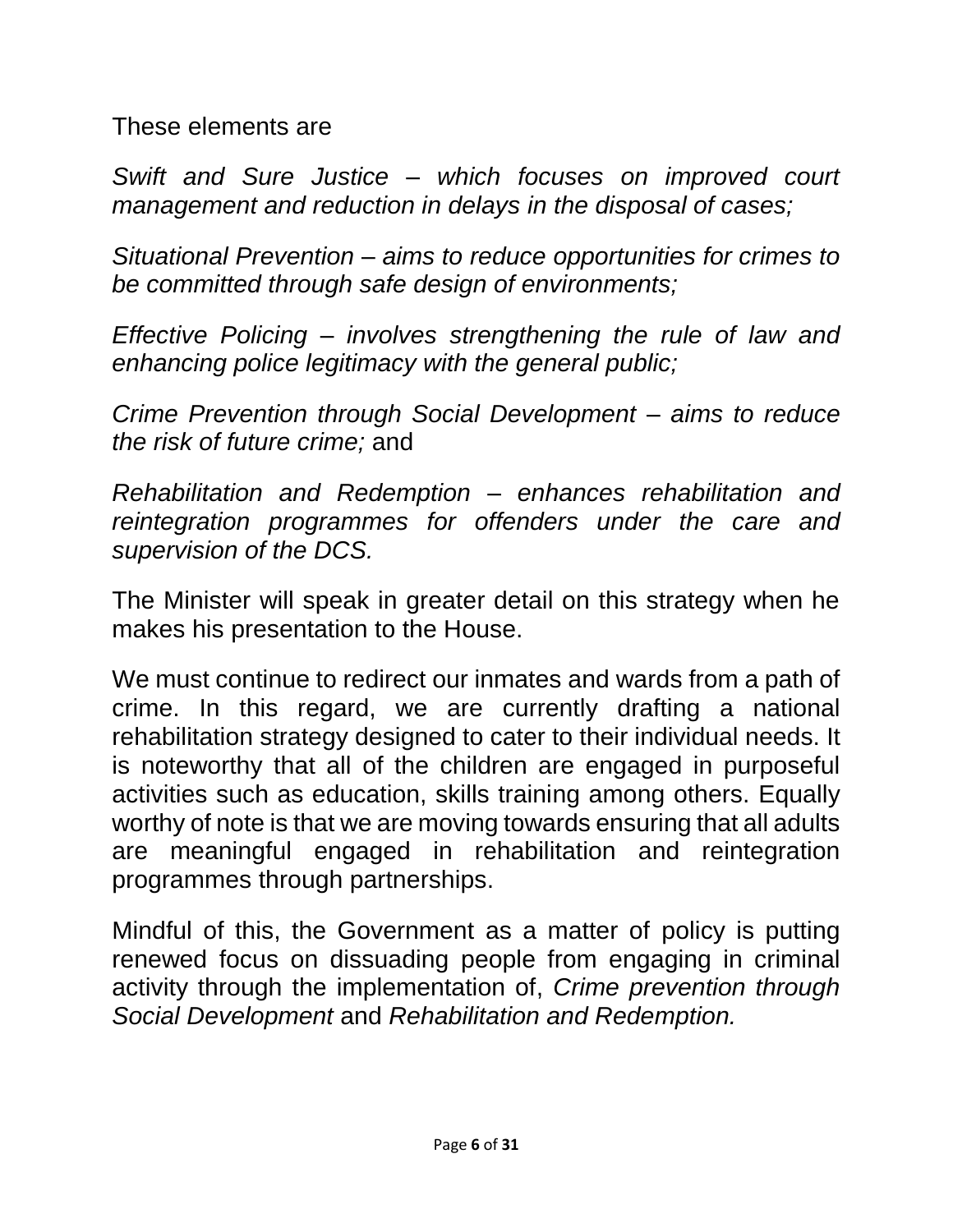These elements are

*Swift and Sure Justice – which focuses on improved court management and reduction in delays in the disposal of cases;*

*Situational Prevention – aims to reduce opportunities for crimes to be committed through safe design of environments;*

*Effective Policing – involves strengthening the rule of law and enhancing police legitimacy with the general public;*

*Crime Prevention through Social Development – aims to reduce the risk of future crime;* and

*Rehabilitation and Redemption – enhances rehabilitation and reintegration programmes for offenders under the care and supervision of the DCS.*

The Minister will speak in greater detail on this strategy when he makes his presentation to the House.

We must continue to redirect our inmates and wards from a path of crime. In this regard, we are currently drafting a national rehabilitation strategy designed to cater to their individual needs. It is noteworthy that all of the children are engaged in purposeful activities such as education, skills training among others. Equally worthy of note is that we are moving towards ensuring that all adults are meaningful engaged in rehabilitation and reintegration programmes through partnerships.

Mindful of this, the Government as a matter of policy is putting renewed focus on dissuading people from engaging in criminal activity through the implementation of, *Crime prevention through Social Development* and *Rehabilitation and Redemption.*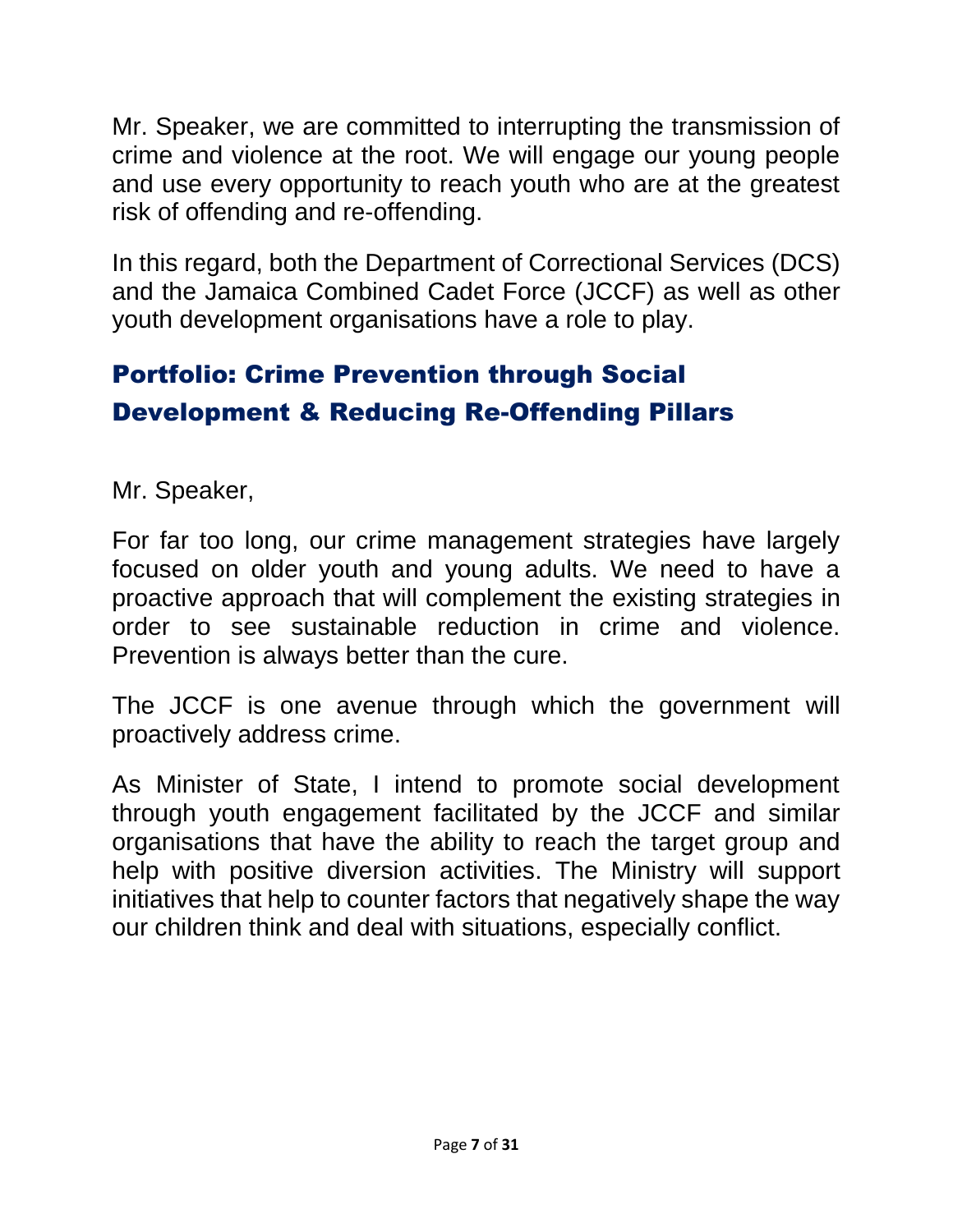Mr. Speaker, we are committed to interrupting the transmission of crime and violence at the root. We will engage our young people and use every opportunity to reach youth who are at the greatest risk of offending and re-offending.

In this regard, both the Department of Correctional Services (DCS) and the Jamaica Combined Cadet Force (JCCF) as well as other youth development organisations have a role to play.

## Portfolio: Crime Prevention through Social Development & Reducing Re-Offending Pillars

Mr. Speaker,

For far too long, our crime management strategies have largely focused on older youth and young adults. We need to have a proactive approach that will complement the existing strategies in order to see sustainable reduction in crime and violence. Prevention is always better than the cure.

The JCCF is one avenue through which the government will proactively address crime.

As Minister of State, I intend to promote social development through youth engagement facilitated by the JCCF and similar organisations that have the ability to reach the target group and help with positive diversion activities. The Ministry will support initiatives that help to counter factors that negatively shape the way our children think and deal with situations, especially conflict.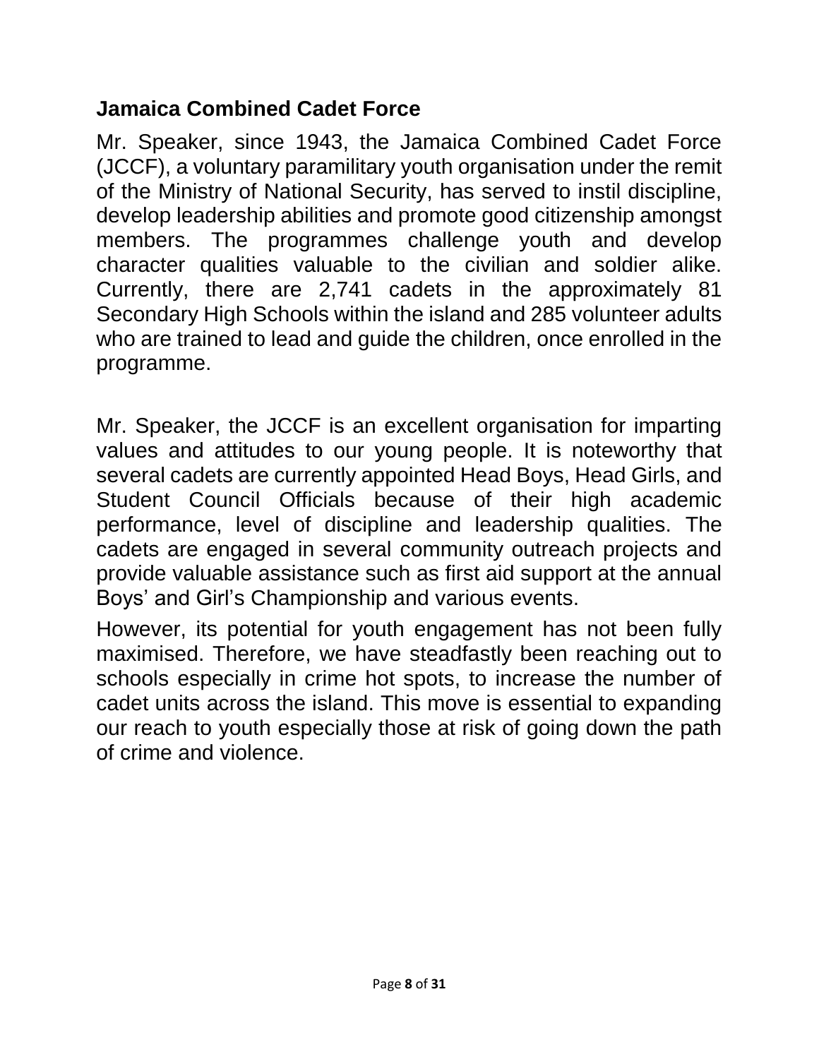## Jamaica Combined Cadet Force

Mr. Speaker, since 1943, the Jamaica Combined Cadet Force (JCCF), a voluntary paramilitary youth organisation under the remit of the Ministry of National Security, has served to instil discipline, develop leadership abilities and promote good citizenship amongst members. The programmes challenge youth and develop character qualities valuable to the civilian and soldier alike. Currently, there are 2,741 cadets in the approximately 81 Secondary High Schools within the island and 285 volunteer adults who are trained to lead and guide the children, once enrolled in the programme.

Mr. Speaker, the JCCF is an excellent organisation for imparting values and attitudes to our young people. It is noteworthy that several cadets are currently appointed Head Boys, Head Girls, and Student Council Officials because of their high academic performance, level of discipline and leadership qualities. The cadets are engaged in several community outreach projects and provide valuable assistance such as first aid support at the annual Boys' and Girl's Championship and various events.

However, its potential for youth engagement has not been fully maximised. Therefore, we have steadfastly been reaching out to schools especially in crime hot spots, to increase the number of cadet units across the island. This move is essential to expanding our reach to youth especially those at risk of going down the path of crime and violence.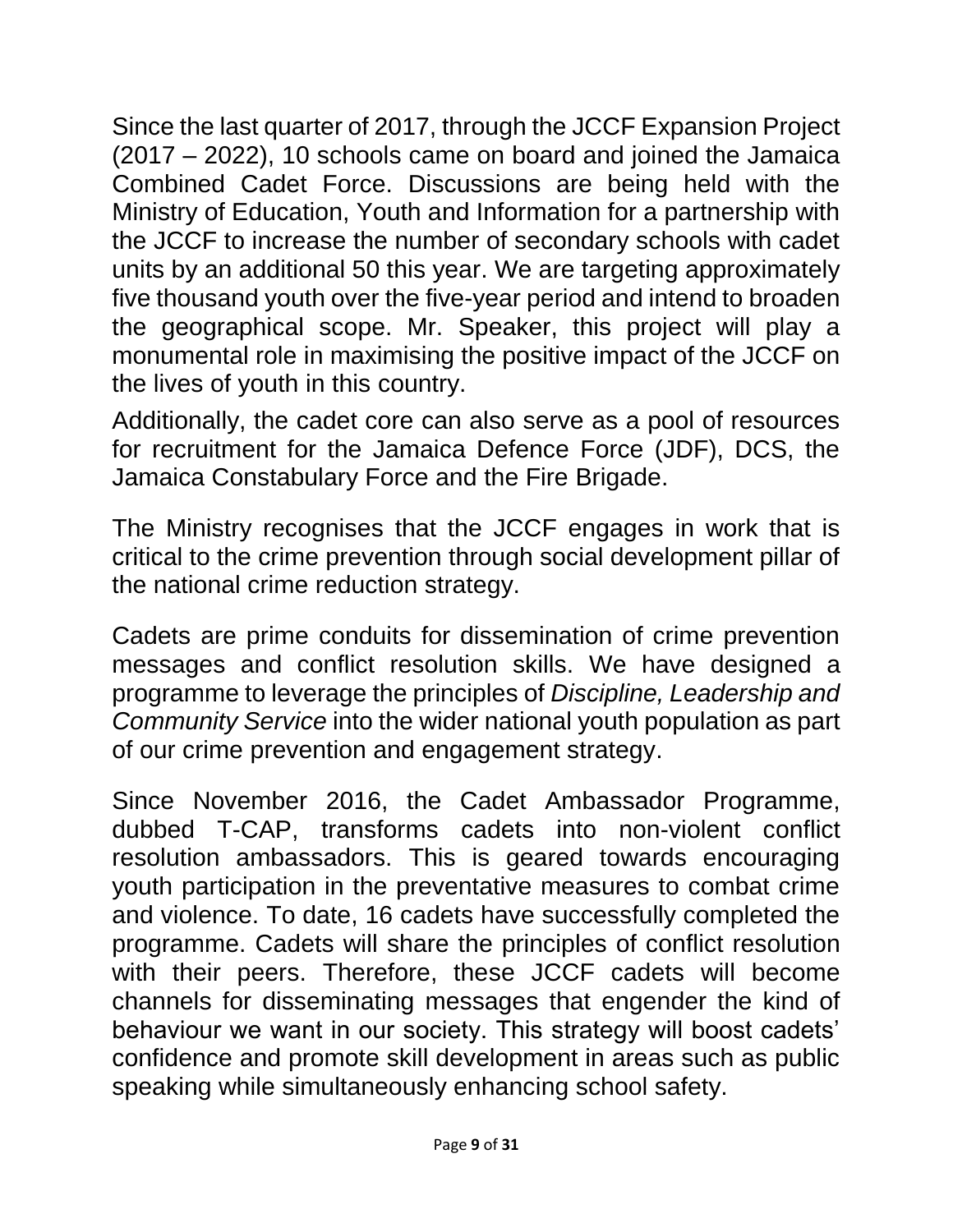Since the last quarter of 2017, through the JCCF Expansion Project (2017 – 2022), 10 schools came on board and joined the Jamaica Combined Cadet Force. Discussions are being held with the Ministry of Education, Youth and Information for a partnership with the JCCF to increase the number of secondary schools with cadet units by an additional 50 this year. We are targeting approximately five thousand youth over the five-year period and intend to broaden the geographical scope. Mr. Speaker, this project will play a monumental role in maximising the positive impact of the JCCF on the lives of youth in this country.

Additionally, the cadet core can also serve as a pool of resources for recruitment for the Jamaica Defence Force (JDF), DCS, the Jamaica Constabulary Force and the Fire Brigade.

The Ministry recognises that the JCCF engages in work that is critical to the crime prevention through social development pillar of the national crime reduction strategy.

Cadets are prime conduits for dissemination of crime prevention messages and conflict resolution skills. We have designed a programme to leverage the principles of *Discipline, Leadership and Community Service* into the wider national youth population as part of our crime prevention and engagement strategy.

Since November 2016, the Cadet Ambassador Programme, dubbed T-CAP, transforms cadets into non-violent conflict resolution ambassadors. This is geared towards encouraging youth participation in the preventative measures to combat crime and violence. To date, 16 cadets have successfully completed the programme. Cadets will share the principles of conflict resolution with their peers. Therefore, these JCCF cadets will become channels for disseminating messages that engender the kind of behaviour we want in our society. This strategy will boost cadets' confidence and promote skill development in areas such as public speaking while simultaneously enhancing school safety.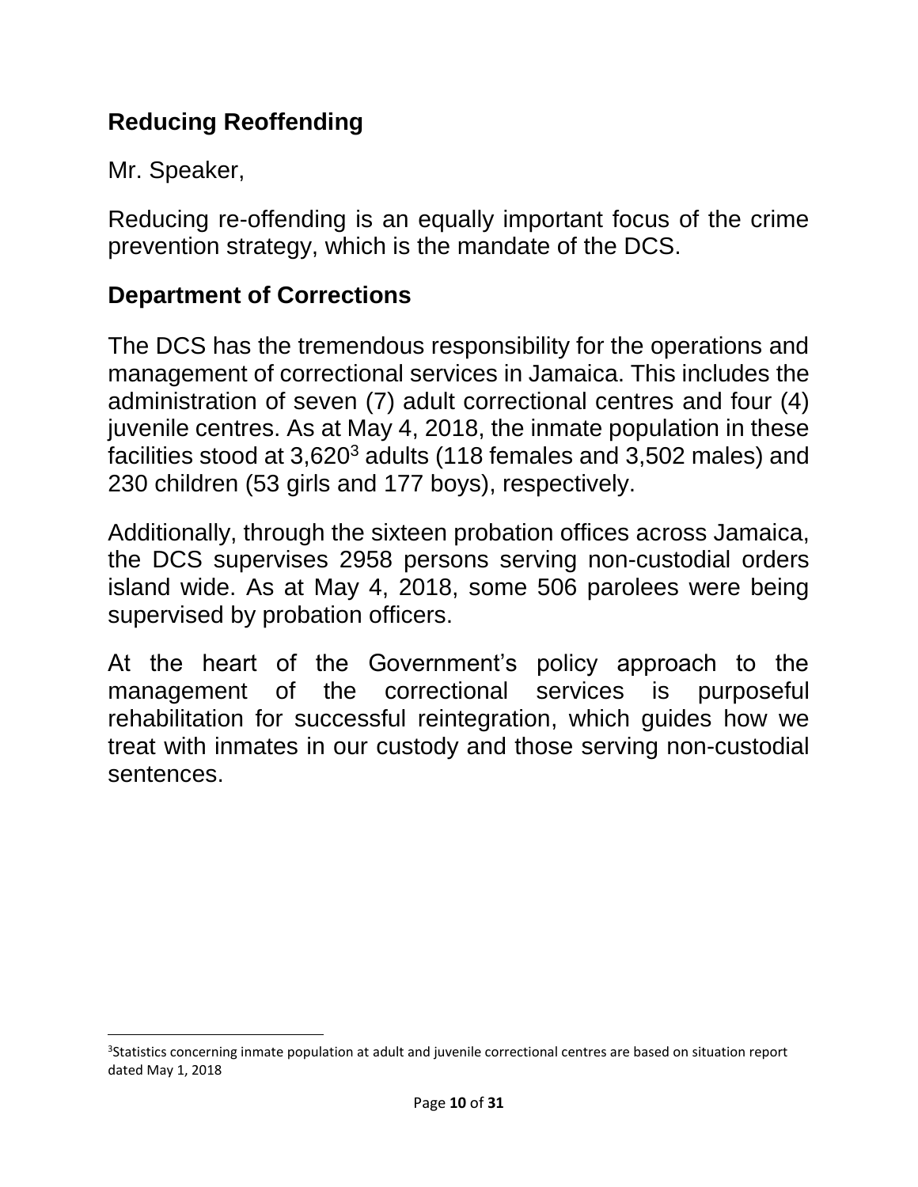## Reducing Reoffending

Mr. Speaker,

Reducing re-offending is an equally important focus of the crime prevention strategy, which is the mandate of the DCS.

## Department of Corrections

The DCS has the tremendous responsibility for the operations and management of correctional services in Jamaica. This includes the administration of seven (7) adult correctional centres and four (4) juvenile centres. As at May 4, 2018, the inmate population in these facilities stood at 3,620[3] adults (118 females and 3,502 males) and 230 children (53 girls and 177 boys), respectively.

Additionally, through the sixteen probation offices across Jamaica, the DCS supervises 2958 persons serving non-custodial orders island wide. As at May 4, 2018, some 506 parolees were being supervised by probation officers.

At the heart of the Government's policy approach to the management of the correctional services is purposeful rehabilitation for successful reintegration, which guides how we treat with inmates in our custody and those serving non-custodial sentences.

[3]Statistics concerning inmate population at adult and juvenile correctional centres are based on situation report dated May 1, 2018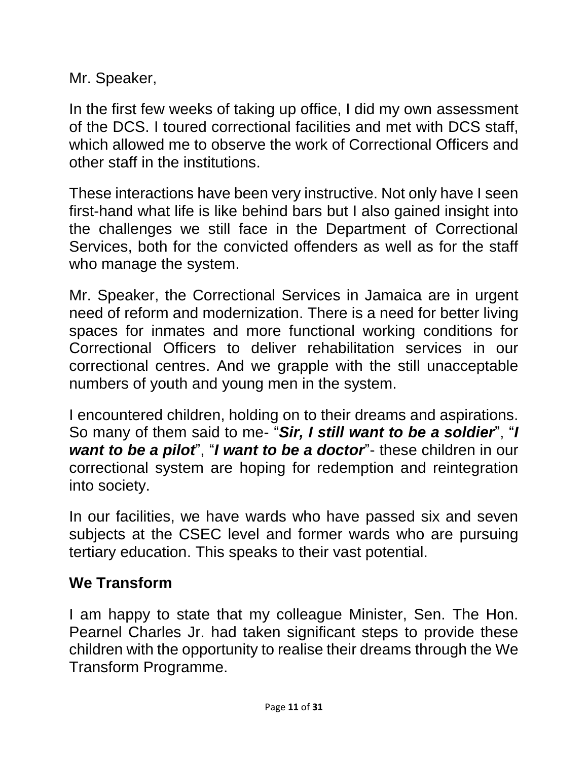Mr. Speaker,

In the first few weeks of taking up office, I did my own assessment of the DCS. I toured correctional facilities and met with DCS staff, which allowed me to observe the work of Correctional Officers and other staff in the institutions.

These interactions have been very instructive. Not only have I seen first-hand what life is like behind bars but I also gained insight into the challenges we still face in the Department of Correctional Services, both for the convicted offenders as well as for the staff who manage the system.

Mr. Speaker, the Correctional Services in Jamaica are in urgent need of reform and modernization. There is a need for better living spaces for inmates and more functional working conditions for Correctional Officers to deliver rehabilitation services in our correctional centres. And we grapple with the still unacceptable numbers of youth and young men in the system.

I encountered children, holding on to their dreams and aspirations. So many of them said to me- "***Sir, I still want to be a soldier***", "***I want to be a pilot***", "***I want to be a doctor***"- these children in our correctional system are hoping for redemption and reintegration into society.

In our facilities, we have wards who have passed six and seven subjects at the CSEC level and former wards who are pursuing tertiary education. This speaks to their vast potential.

## We Transform

I am happy to state that my colleague Minister, Sen. The Hon. Pearnel Charles Jr. had taken significant steps to provide these children with the opportunity to realise their dreams through the We Transform Programme.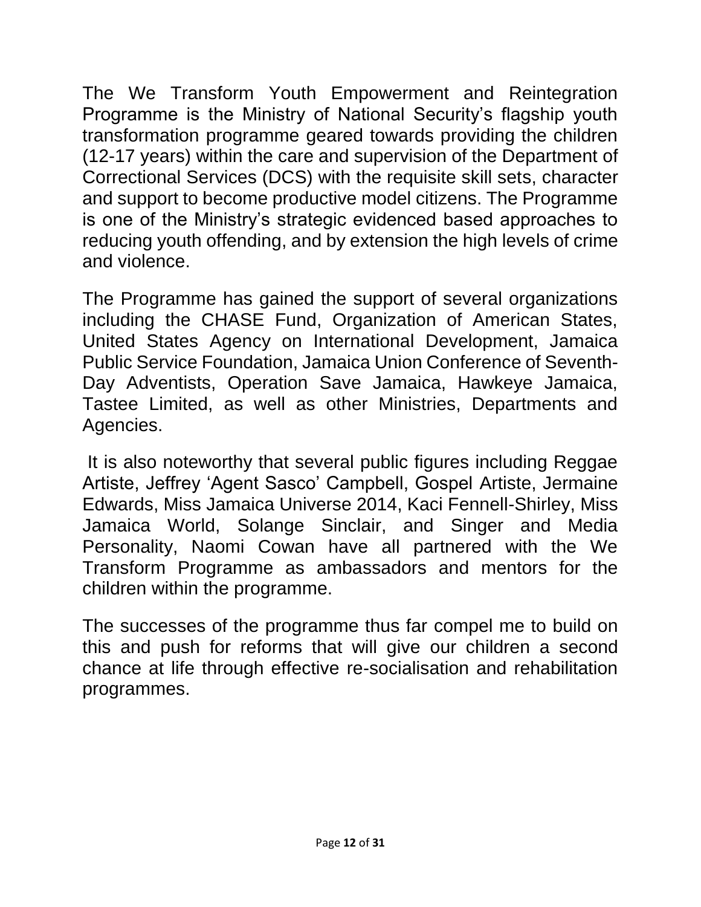The We Transform Youth Empowerment and Reintegration Programme is the Ministry of National Security's flagship youth transformation programme geared towards providing the children (12-17 years) within the care and supervision of the Department of Correctional Services (DCS) with the requisite skill sets, character and support to become productive model citizens. The Programme is one of the Ministry's strategic evidenced based approaches to reducing youth offending, and by extension the high levels of crime and violence.

The Programme has gained the support of several organizations including the CHASE Fund, Organization of American States, United States Agency on International Development, Jamaica Public Service Foundation, Jamaica Union Conference of Seventh-Day Adventists, Operation Save Jamaica, Hawkeye Jamaica, Tastee Limited, as well as other Ministries, Departments and Agencies.

It is also noteworthy that several public figures including Reggae Artiste, Jeffrey 'Agent Sasco' Campbell, Gospel Artiste, Jermaine Edwards, Miss Jamaica Universe 2014, Kaci Fennell-Shirley, Miss Jamaica World, Solange Sinclair, and Singer and Media Personality, Naomi Cowan have all partnered with the We Transform Programme as ambassadors and mentors for the children within the programme.

The successes of the programme thus far compel me to build on this and push for reforms that will give our children a second chance at life through effective re-socialisation and rehabilitation programmes.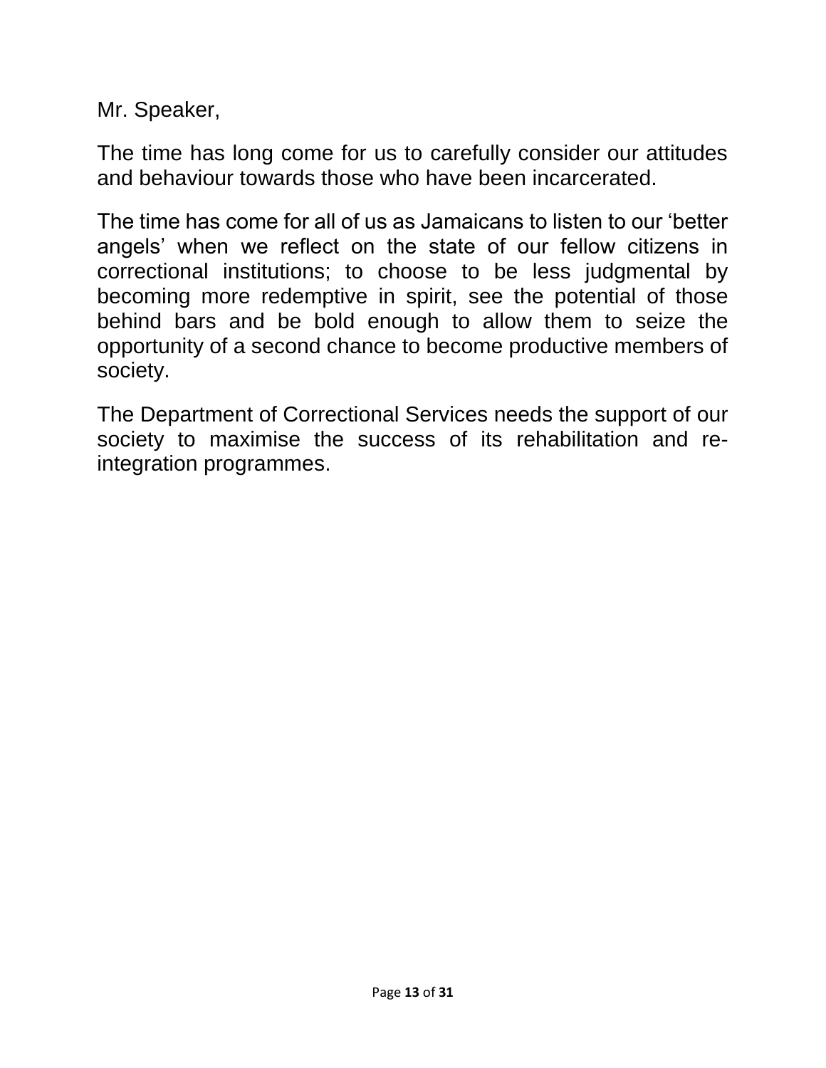Mr. Speaker,

The time has long come for us to carefully consider our attitudes and behaviour towards those who have been incarcerated.

The time has come for all of us as Jamaicans to listen to our 'better angels' when we reflect on the state of our fellow citizens in correctional institutions; to choose to be less judgmental by becoming more redemptive in spirit, see the potential of those behind bars and be bold enough to allow them to seize the opportunity of a second chance to become productive members of society.

The Department of Correctional Services needs the support of our society to maximise the success of its rehabilitation and re-integration programmes.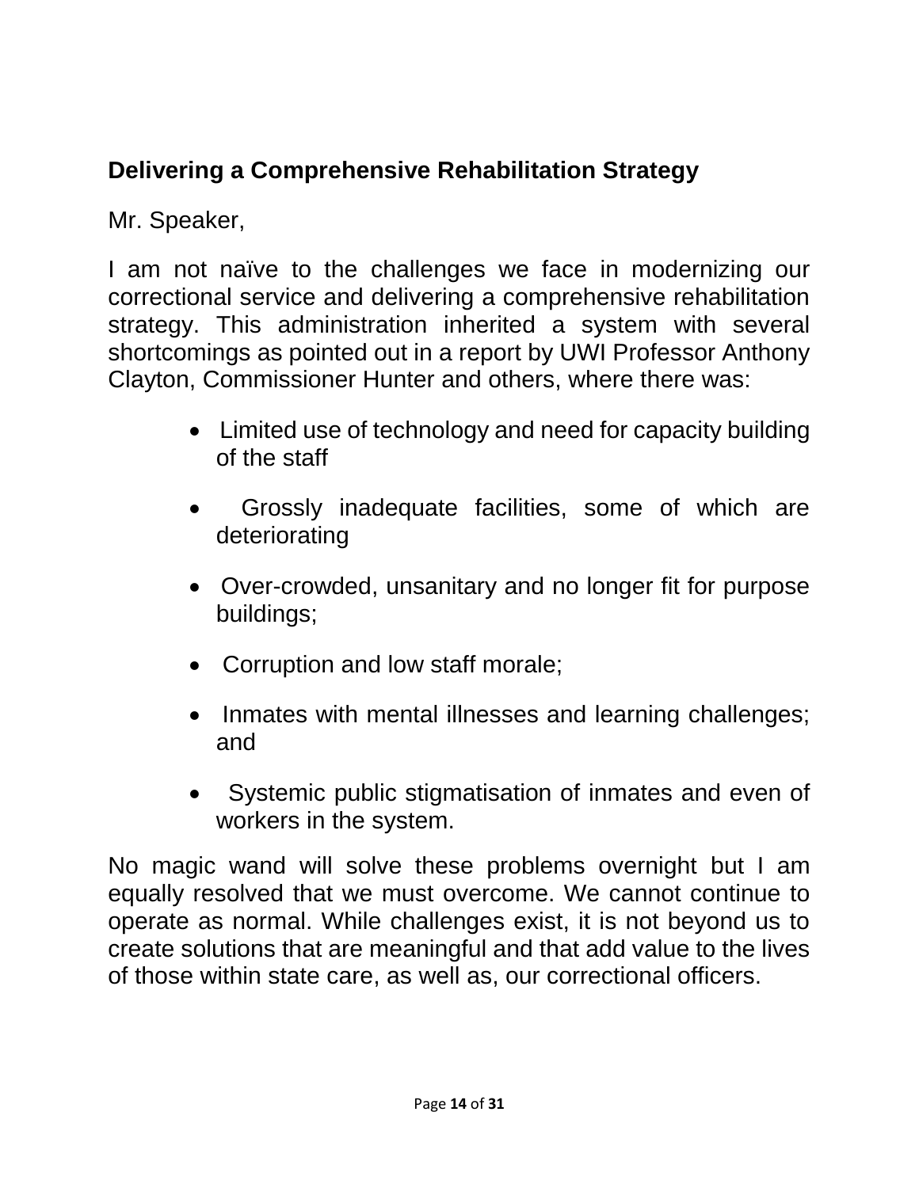## Delivering a Comprehensive Rehabilitation Strategy

Mr. Speaker,

I am not naïve to the challenges we face in modernizing our correctional service and delivering a comprehensive rehabilitation strategy. This administration inherited a system with several shortcomings as pointed out in a report by UWI Professor Anthony Clayton, Commissioner Hunter and others, where there was:

- Limited use of technology and need for capacity building of the staff
- Grossly inadequate facilities, some of which are deteriorating
- Over-crowded, unsanitary and no longer fit for purpose buildings;
- Corruption and low staff morale;
- Inmates with mental illnesses and learning challenges; and
- Systemic public stigmatisation of inmates and even of workers in the system.

No magic wand will solve these problems overnight but I am equally resolved that we must overcome. We cannot continue to operate as normal. While challenges exist, it is not beyond us to create solutions that are meaningful and that add value to the lives of those within state care, as well as, our correctional officers.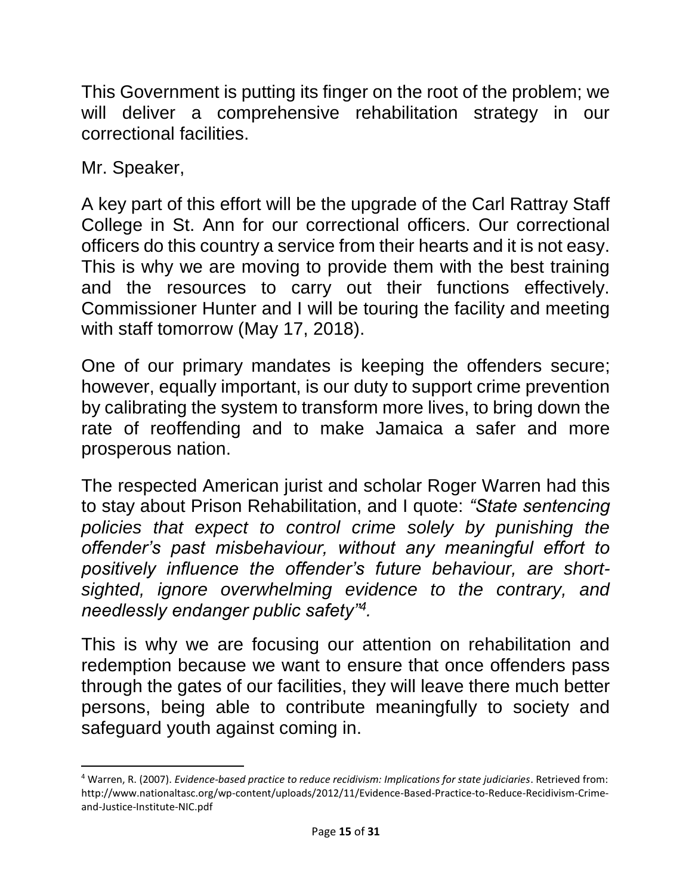This Government is putting its finger on the root of the problem; we will deliver a comprehensive rehabilitation strategy in our correctional facilities.

Mr. Speaker,

A key part of this effort will be the upgrade of the Carl Rattray Staff College in St. Ann for our correctional officers. Our correctional officers do this country a service from their hearts and it is not easy. This is why we are moving to provide them with the best training and the resources to carry out their functions effectively. Commissioner Hunter and I will be touring the facility and meeting with staff tomorrow (May 17, 2018).

One of our primary mandates is keeping the offenders secure; however, equally important, is our duty to support crime prevention by calibrating the system to transform more lives, to bring down the rate of reoffending and to make Jamaica a safer and more prosperous nation.

The respected American jurist and scholar Roger Warren had this to stay about Prison Rehabilitation, and I quote: *"State sentencing policies that expect to control crime solely by punishing the offender's past misbehaviour, without any meaningful effort to positively influence the offender's future behaviour, are short-sighted, ignore overwhelming evidence to the contrary, and needlessly endanger public safety"[4].*

This is why we are focusing our attention on rehabilitation and redemption because we want to ensure that once offenders pass through the gates of our facilities, they will leave there much better persons, being able to contribute meaningfully to society and safeguard youth against coming in.

---

[4] Warren, R. (2007). *Evidence-based practice to reduce recidivism: Implications for state judiciaries*. Retrieved from: http://www.nationaltasc.org/wp-content/uploads/2012/11/Evidence-Based-Practice-to-Reduce-Recidivism-Crime-and-Justice-Institute-NIC.pdf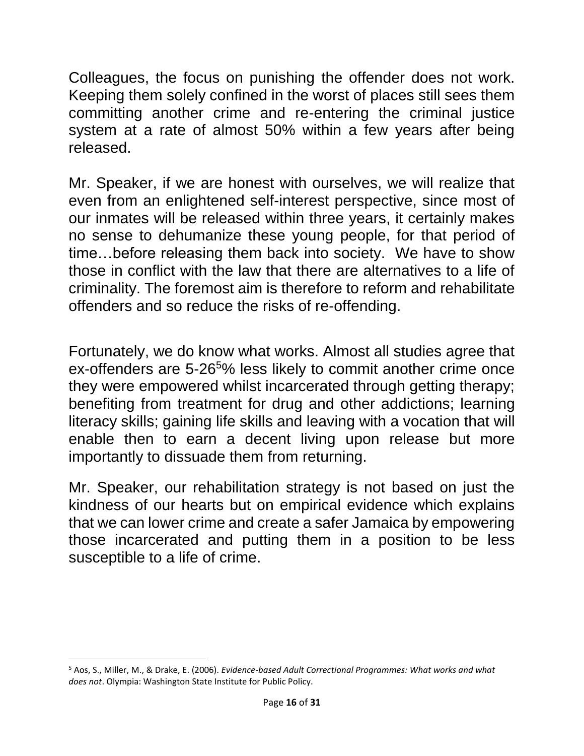Colleagues, the focus on punishing the offender does not work. Keeping them solely confined in the worst of places still sees them committing another crime and re-entering the criminal justice system at a rate of almost 50% within a few years after being released.

Mr. Speaker, if we are honest with ourselves, we will realize that even from an enlightened self-interest perspective, since most of our inmates will be released within three years, it certainly makes no sense to dehumanize these young people, for that period of time…before releasing them back into society. We have to show those in conflict with the law that there are alternatives to a life of criminality. The foremost aim is therefore to reform and rehabilitate offenders and so reduce the risks of re-offending.

Fortunately, we do know what works. Almost all studies agree that ex-offenders are 5-26[5]% less likely to commit another crime once they were empowered whilst incarcerated through getting therapy; benefiting from treatment for drug and other addictions; learning literacy skills; gaining life skills and leaving with a vocation that will enable then to earn a decent living upon release but more importantly to dissuade them from returning.

Mr. Speaker, our rehabilitation strategy is not based on just the kindness of our hearts but on empirical evidence which explains that we can lower crime and create a safer Jamaica by empowering those incarcerated and putting them in a position to be less susceptible to a life of crime.

---

[5] Aos, S., Miller, M., & Drake, E. (2006). *Evidence-based Adult Correctional Programmes: What works and what does not*. Olympia: Washington State Institute for Public Policy.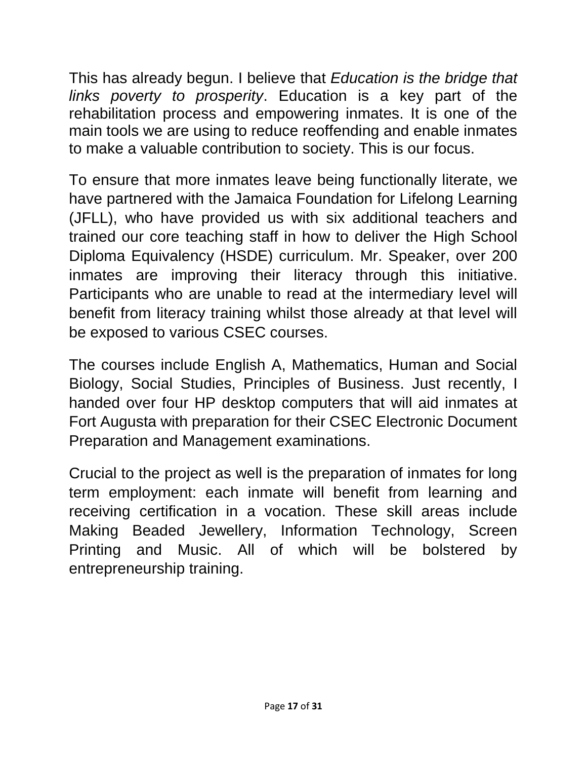This has already begun. I believe that *Education is the bridge that links poverty to prosperity*. Education is a key part of the rehabilitation process and empowering inmates. It is one of the main tools we are using to reduce reoffending and enable inmates to make a valuable contribution to society. This is our focus.

To ensure that more inmates leave being functionally literate, we have partnered with the Jamaica Foundation for Lifelong Learning (JFLL), who have provided us with six additional teachers and trained our core teaching staff in how to deliver the High School Diploma Equivalency (HSDE) curriculum. Mr. Speaker, over 200 inmates are improving their literacy through this initiative. Participants who are unable to read at the intermediary level will benefit from literacy training whilst those already at that level will be exposed to various CSEC courses.

The courses include English A, Mathematics, Human and Social Biology, Social Studies, Principles of Business. Just recently, I handed over four HP desktop computers that will aid inmates at Fort Augusta with preparation for their CSEC Electronic Document Preparation and Management examinations.

Crucial to the project as well is the preparation of inmates for long term employment: each inmate will benefit from learning and receiving certification in a vocation. These skill areas include Making Beaded Jewellery, Information Technology, Screen Printing and Music. All of which will be bolstered by entrepreneurship training.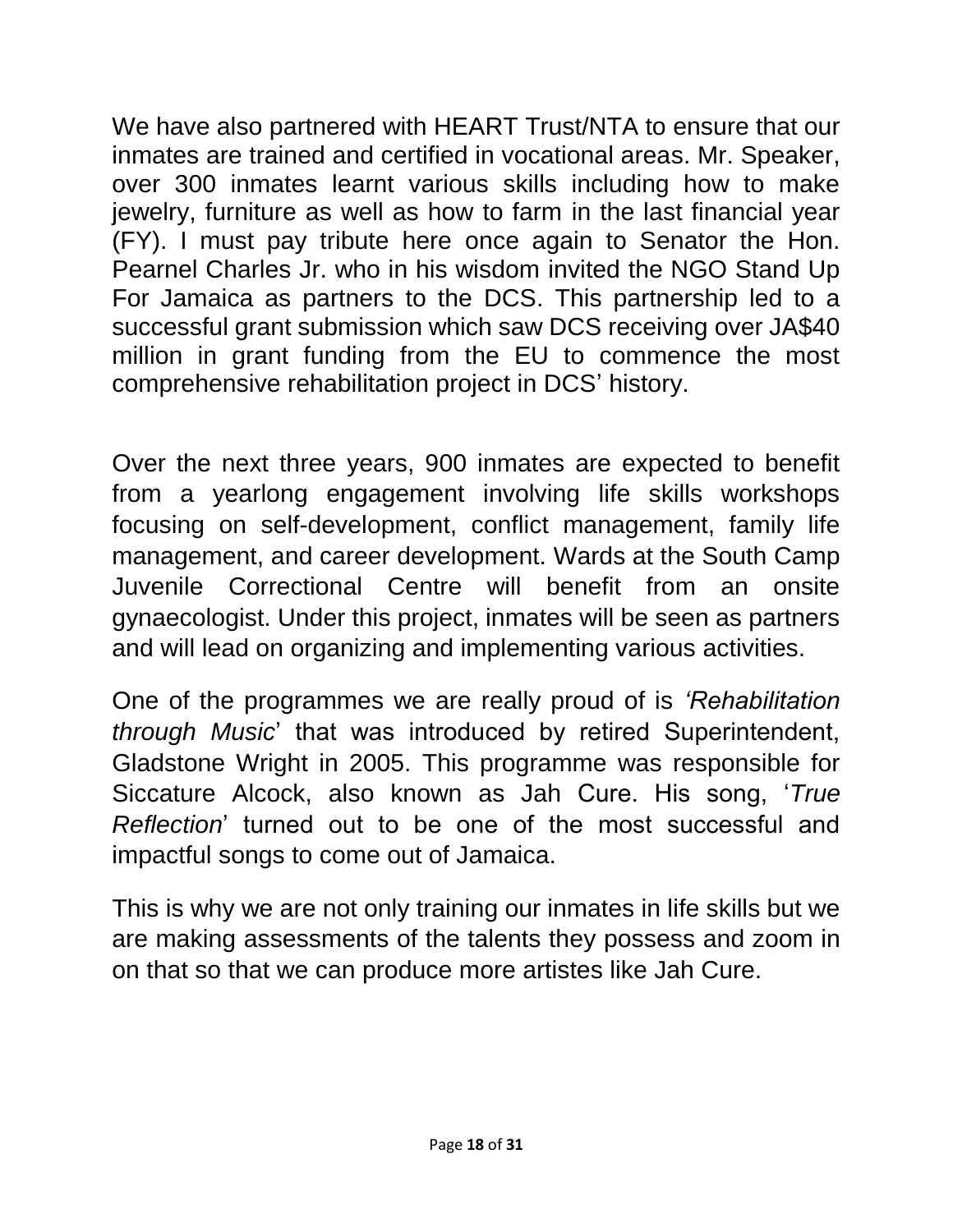We have also partnered with HEART Trust/NTA to ensure that our inmates are trained and certified in vocational areas. Mr. Speaker, over 300 inmates learnt various skills including how to make jewelry, furniture as well as how to farm in the last financial year (FY). I must pay tribute here once again to Senator the Hon. Pearnel Charles Jr. who in his wisdom invited the NGO Stand Up For Jamaica as partners to the DCS. This partnership led to a successful grant submission which saw DCS receiving over JA$40 million in grant funding from the EU to commence the most comprehensive rehabilitation project in DCS' history.

Over the next three years, 900 inmates are expected to benefit from a yearlong engagement involving life skills workshops focusing on self-development, conflict management, family life management, and career development. Wards at the South Camp Juvenile Correctional Centre will benefit from an onsite gynaecologist. Under this project, inmates will be seen as partners and will lead on organizing and implementing various activities.

One of the programmes we are really proud of is *'Rehabilitation through Music*' that was introduced by retired Superintendent, Gladstone Wright in 2005. This programme was responsible for Siccature Alcock, also known as Jah Cure. His song, '*True Reflection*' turned out to be one of the most successful and impactful songs to come out of Jamaica.

This is why we are not only training our inmates in life skills but we are making assessments of the talents they possess and zoom in on that so that we can produce more artistes like Jah Cure.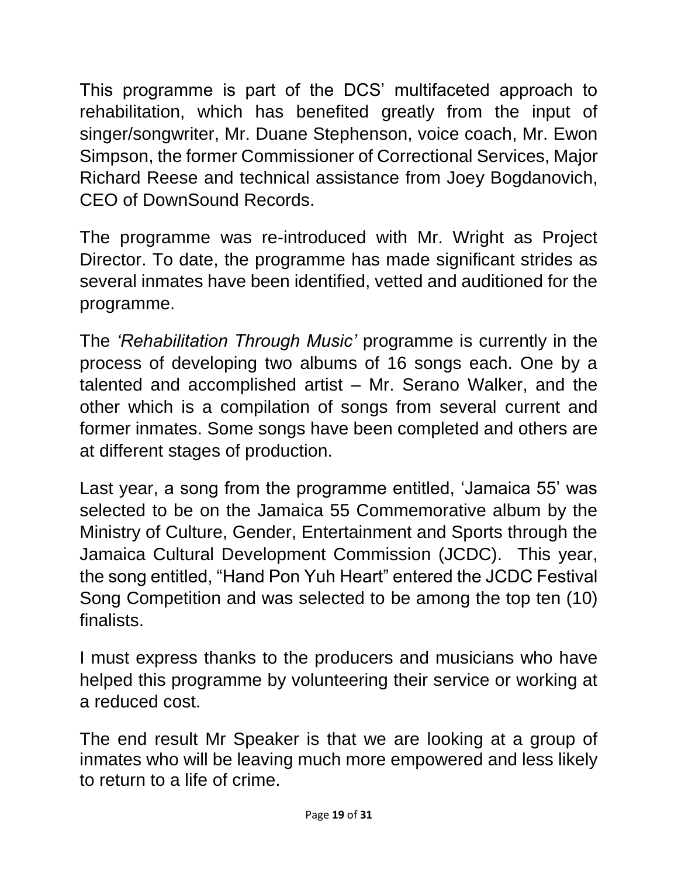This programme is part of the DCS' multifaceted approach to rehabilitation, which has benefited greatly from the input of singer/songwriter, Mr. Duane Stephenson, voice coach, Mr. Ewon Simpson, the former Commissioner of Correctional Services, Major Richard Reese and technical assistance from Joey Bogdanovich, CEO of DownSound Records.

The programme was re-introduced with Mr. Wright as Project Director. To date, the programme has made significant strides as several inmates have been identified, vetted and auditioned for the programme.

The *'Rehabilitation Through Music'* programme is currently in the process of developing two albums of 16 songs each. One by a talented and accomplished artist – Mr. Serano Walker, and the other which is a compilation of songs from several current and former inmates. Some songs have been completed and others are at different stages of production.

Last year, a song from the programme entitled, 'Jamaica 55' was selected to be on the Jamaica 55 Commemorative album by the Ministry of Culture, Gender, Entertainment and Sports through the Jamaica Cultural Development Commission (JCDC). This year, the song entitled, "Hand Pon Yuh Heart" entered the JCDC Festival Song Competition and was selected to be among the top ten (10) finalists.

I must express thanks to the producers and musicians who have helped this programme by volunteering their service or working at a reduced cost.

The end result Mr Speaker is that we are looking at a group of inmates who will be leaving much more empowered and less likely to return to a life of crime.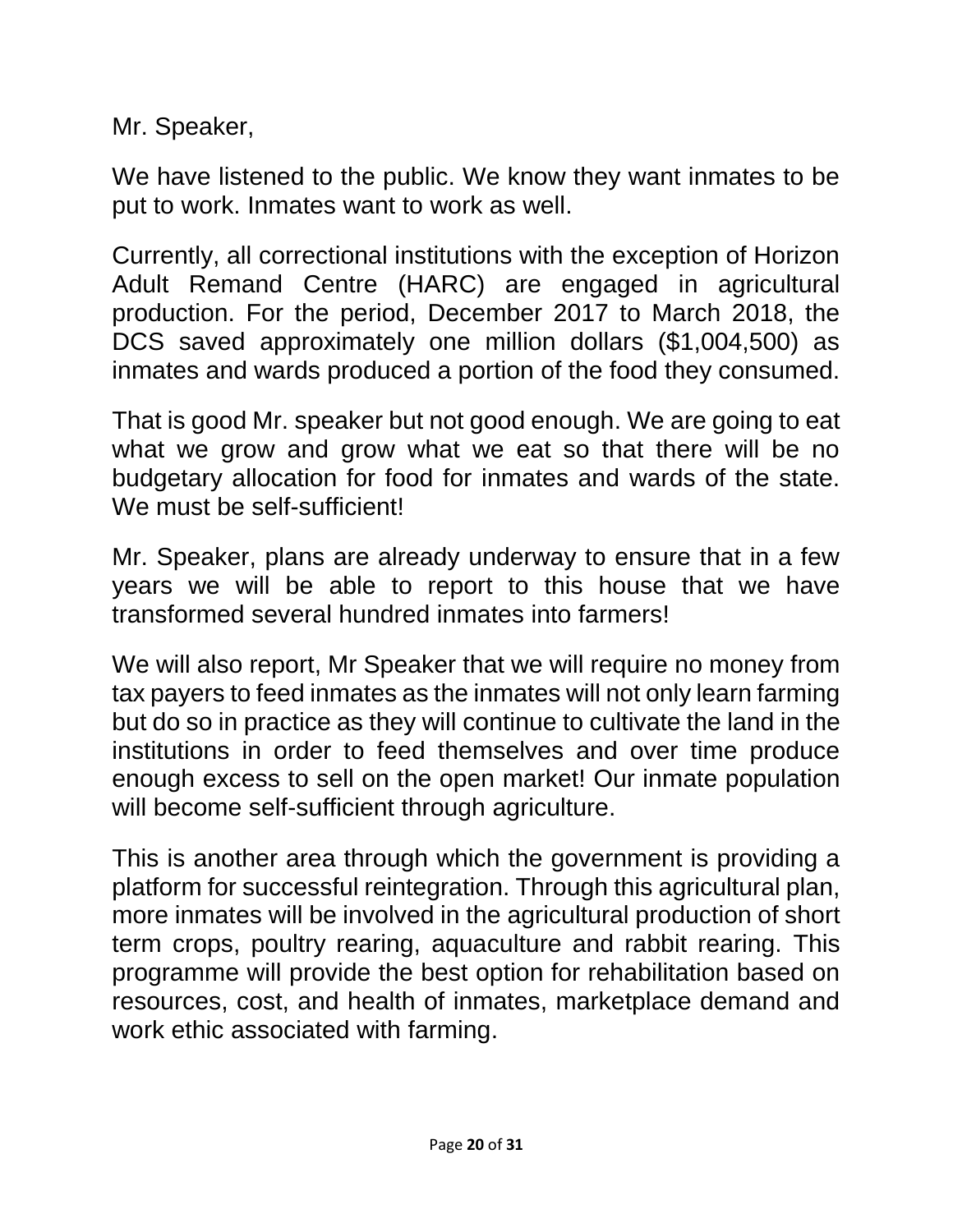Mr. Speaker,

We have listened to the public. We know they want inmates to be put to work. Inmates want to work as well.

Currently, all correctional institutions with the exception of Horizon Adult Remand Centre (HARC) are engaged in agricultural production. For the period, December 2017 to March 2018, the DCS saved approximately one million dollars ($1,004,500) as inmates and wards produced a portion of the food they consumed.

That is good Mr. speaker but not good enough. We are going to eat what we grow and grow what we eat so that there will be no budgetary allocation for food for inmates and wards of the state. We must be self-sufficient!

Mr. Speaker, plans are already underway to ensure that in a few years we will be able to report to this house that we have transformed several hundred inmates into farmers!

We will also report, Mr Speaker that we will require no money from tax payers to feed inmates as the inmates will not only learn farming but do so in practice as they will continue to cultivate the land in the institutions in order to feed themselves and over time produce enough excess to sell on the open market! Our inmate population will become self-sufficient through agriculture.

This is another area through which the government is providing a platform for successful reintegration. Through this agricultural plan, more inmates will be involved in the agricultural production of short term crops, poultry rearing, aquaculture and rabbit rearing. This programme will provide the best option for rehabilitation based on resources, cost, and health of inmates, marketplace demand and work ethic associated with farming.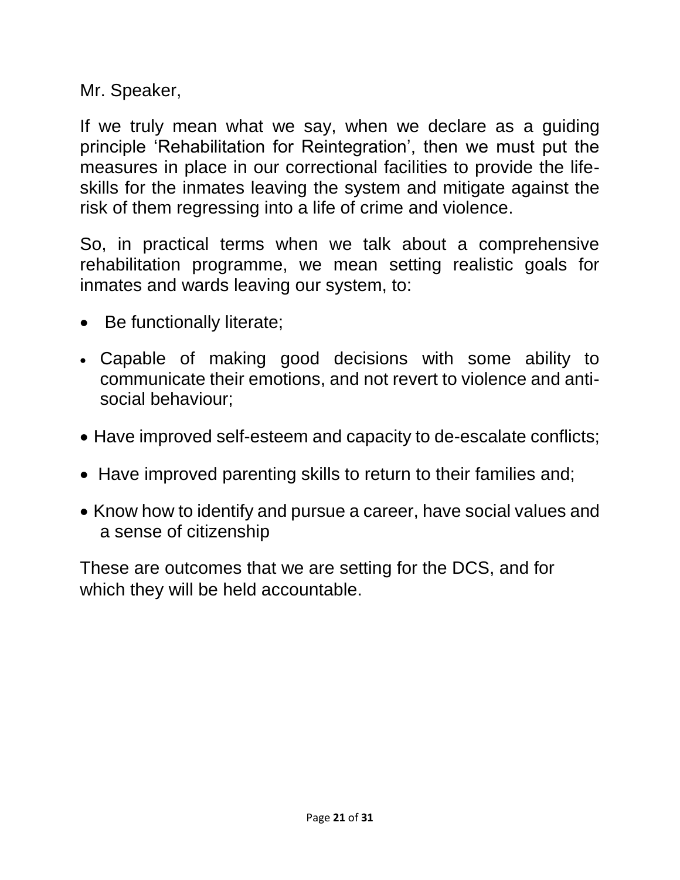Mr. Speaker,

If we truly mean what we say, when we declare as a guiding principle 'Rehabilitation for Reintegration', then we must put the measures in place in our correctional facilities to provide the life-skills for the inmates leaving the system and mitigate against the risk of them regressing into a life of crime and violence.

So, in practical terms when we talk about a comprehensive rehabilitation programme, we mean setting realistic goals for inmates and wards leaving our system, to:

- Be functionally literate;
- Capable of making good decisions with some ability to communicate their emotions, and not revert to violence and anti-social behaviour;
- Have improved self-esteem and capacity to de-escalate conflicts;
- Have improved parenting skills to return to their families and;
- Know how to identify and pursue a career, have social values and a sense of citizenship

These are outcomes that we are setting for the DCS, and for which they will be held accountable.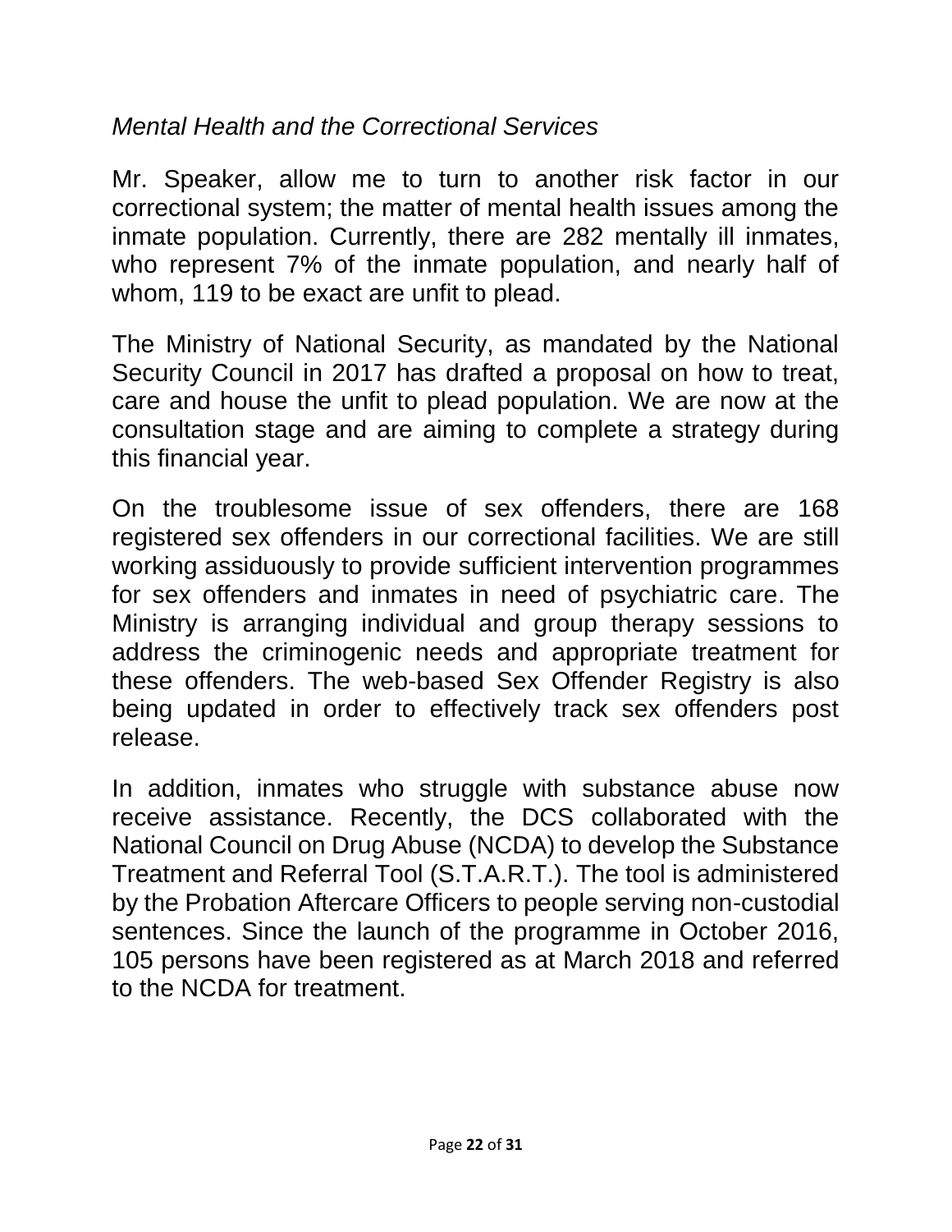*Mental Health and the Correctional Services*

Mr. Speaker, allow me to turn to another risk factor in our correctional system; the matter of mental health issues among the inmate population. Currently, there are 282 mentally ill inmates, who represent 7% of the inmate population, and nearly half of whom, 119 to be exact are unfit to plead.

The Ministry of National Security, as mandated by the National Security Council in 2017 has drafted a proposal on how to treat, care and house the unfit to plead population. We are now at the consultation stage and are aiming to complete a strategy during this financial year.

On the troublesome issue of sex offenders, there are 168 registered sex offenders in our correctional facilities. We are still working assiduously to provide sufficient intervention programmes for sex offenders and inmates in need of psychiatric care. The Ministry is arranging individual and group therapy sessions to address the criminogenic needs and appropriate treatment for these offenders. The web-based Sex Offender Registry is also being updated in order to effectively track sex offenders post release.

In addition, inmates who struggle with substance abuse now receive assistance. Recently, the DCS collaborated with the National Council on Drug Abuse (NCDA) to develop the Substance Treatment and Referral Tool (S.T.A.R.T.). The tool is administered by the Probation Aftercare Officers to people serving non-custodial sentences. Since the launch of the programme in October 2016, 105 persons have been registered as at March 2018 and referred to the NCDA for treatment.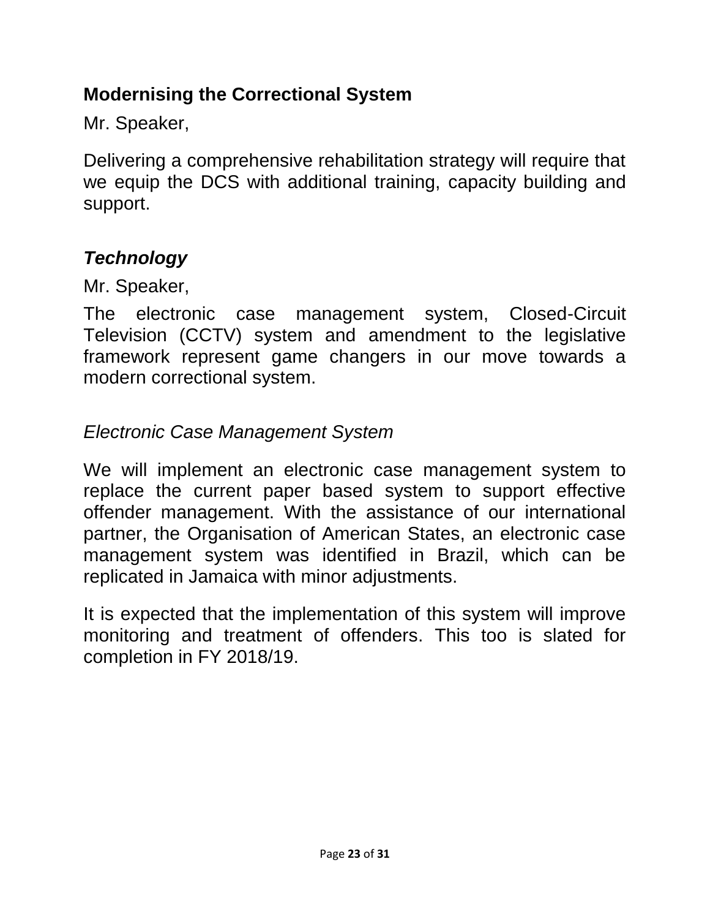## Modernising the Correctional System

Mr. Speaker,

Delivering a comprehensive rehabilitation strategy will require that we equip the DCS with additional training, capacity building and support.

### *Technology*

Mr. Speaker,

The electronic case management system, Closed-Circuit Television (CCTV) system and amendment to the legislative framework represent game changers in our move towards a modern correctional system.

*Electronic Case Management System*

We will implement an electronic case management system to replace the current paper based system to support effective offender management. With the assistance of our international partner, the Organisation of American States, an electronic case management system was identified in Brazil, which can be replicated in Jamaica with minor adjustments.

It is expected that the implementation of this system will improve monitoring and treatment of offenders. This too is slated for completion in FY 2018/19.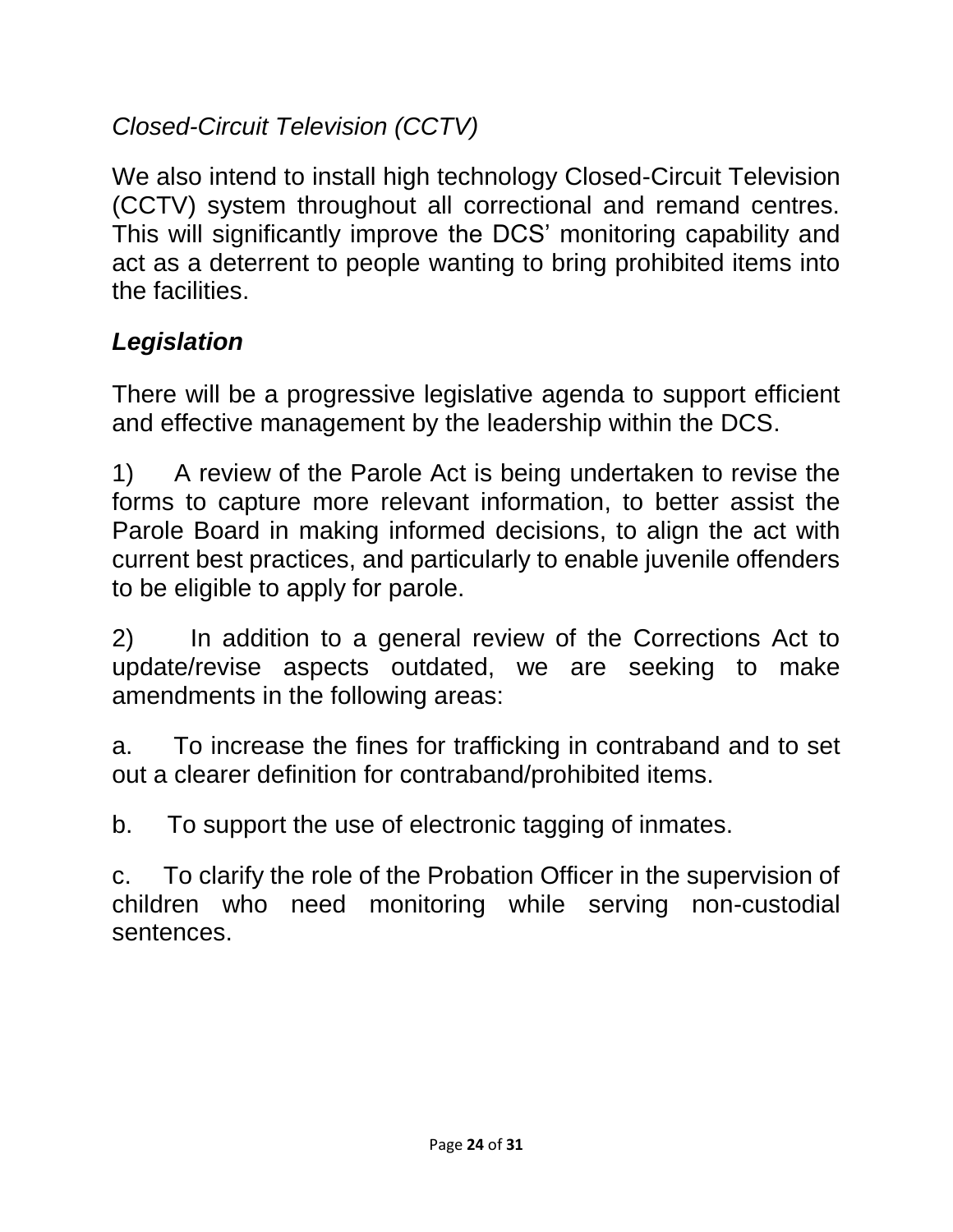*Closed-Circuit Television (CCTV)*

We also intend to install high technology Closed-Circuit Television (CCTV) system throughout all correctional and remand centres. This will significantly improve the DCS' monitoring capability and act as a deterrent to people wanting to bring prohibited items into the facilities.

***Legislation***

There will be a progressive legislative agenda to support efficient and effective management by the leadership within the DCS.

1) A review of the Parole Act is being undertaken to revise the forms to capture more relevant information, to better assist the Parole Board in making informed decisions, to align the act with current best practices, and particularly to enable juvenile offenders to be eligible to apply for parole.

2) In addition to a general review of the Corrections Act to update/revise aspects outdated, we are seeking to make amendments in the following areas:

a. To increase the fines for trafficking in contraband and to set out a clearer definition for contraband/prohibited items.

b. To support the use of electronic tagging of inmates.

c. To clarify the role of the Probation Officer in the supervision of children who need monitoring while serving non-custodial sentences.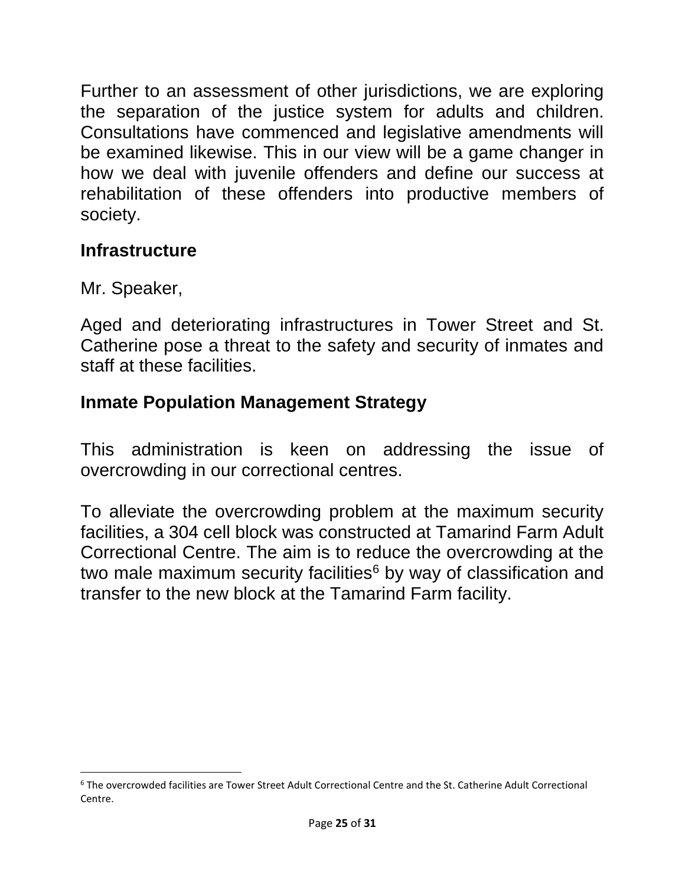Further to an assessment of other jurisdictions, we are exploring the separation of the justice system for adults and children. Consultations have commenced and legislative amendments will be examined likewise. This in our view will be a game changer in how we deal with juvenile offenders and define our success at rehabilitation of these offenders into productive members of society.

## Infrastructure

Mr. Speaker,

Aged and deteriorating infrastructures in Tower Street and St. Catherine pose a threat to the safety and security of inmates and staff at these facilities.

## Inmate Population Management Strategy

This administration is keen on addressing the issue of overcrowding in our correctional centres.

To alleviate the overcrowding problem at the maximum security facilities, a 304 cell block was constructed at Tamarind Farm Adult Correctional Centre. The aim is to reduce the overcrowding at the two male maximum security facilities[6] by way of classification and transfer to the new block at the Tamarind Farm facility.

[6] The overcrowded facilities are Tower Street Adult Correctional Centre and the St. Catherine Adult Correctional Centre.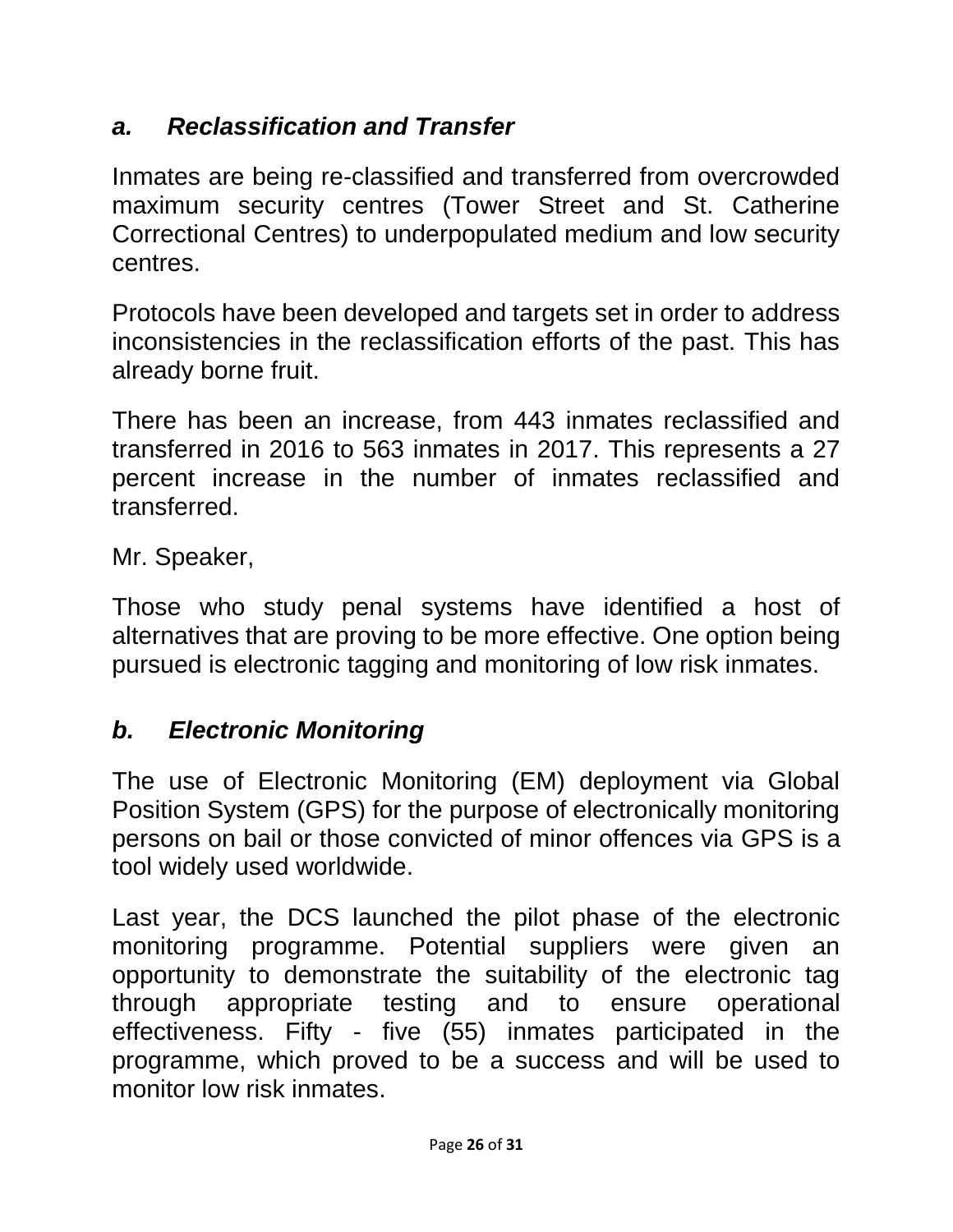### *a. Reclassification and Transfer*

Inmates are being re-classified and transferred from overcrowded maximum security centres (Tower Street and St. Catherine Correctional Centres) to underpopulated medium and low security centres.

Protocols have been developed and targets set in order to address inconsistencies in the reclassification efforts of the past. This has already borne fruit.

There has been an increase, from 443 inmates reclassified and transferred in 2016 to 563 inmates in 2017. This represents a 27 percent increase in the number of inmates reclassified and transferred.

Mr. Speaker,

Those who study penal systems have identified a host of alternatives that are proving to be more effective. One option being pursued is electronic tagging and monitoring of low risk inmates.

### *b. Electronic Monitoring*

The use of Electronic Monitoring (EM) deployment via Global Position System (GPS) for the purpose of electronically monitoring persons on bail or those convicted of minor offences via GPS is a tool widely used worldwide.

Last year, the DCS launched the pilot phase of the electronic monitoring programme. Potential suppliers were given an opportunity to demonstrate the suitability of the electronic tag through appropriate testing and to ensure operational effectiveness. Fifty - five (55) inmates participated in the programme, which proved to be a success and will be used to monitor low risk inmates.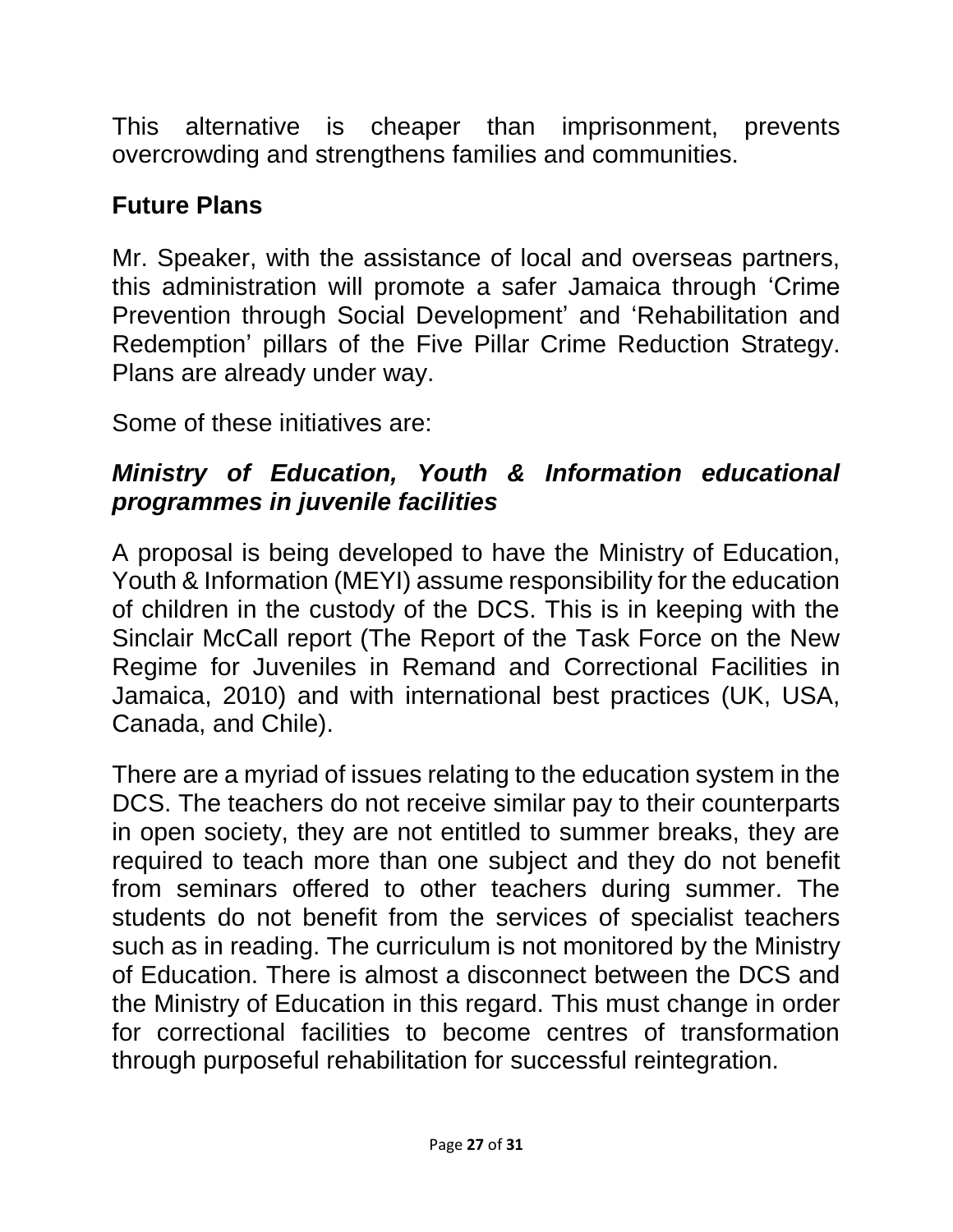This alternative is cheaper than imprisonment, prevents overcrowding and strengthens families and communities.

## Future Plans

Mr. Speaker, with the assistance of local and overseas partners, this administration will promote a safer Jamaica through 'Crime Prevention through Social Development' and 'Rehabilitation and Redemption' pillars of the Five Pillar Crime Reduction Strategy. Plans are already under way.

Some of these initiatives are:

### *Ministry of Education, Youth & Information educational programmes in juvenile facilities*

A proposal is being developed to have the Ministry of Education, Youth & Information (MEYI) assume responsibility for the education of children in the custody of the DCS. This is in keeping with the Sinclair McCall report (The Report of the Task Force on the New Regime for Juveniles in Remand and Correctional Facilities in Jamaica, 2010) and with international best practices (UK, USA, Canada, and Chile).

There are a myriad of issues relating to the education system in the DCS. The teachers do not receive similar pay to their counterparts in open society, they are not entitled to summer breaks, they are required to teach more than one subject and they do not benefit from seminars offered to other teachers during summer. The students do not benefit from the services of specialist teachers such as in reading. The curriculum is not monitored by the Ministry of Education. There is almost a disconnect between the DCS and the Ministry of Education in this regard. This must change in order for correctional facilities to become centres of transformation through purposeful rehabilitation for successful reintegration.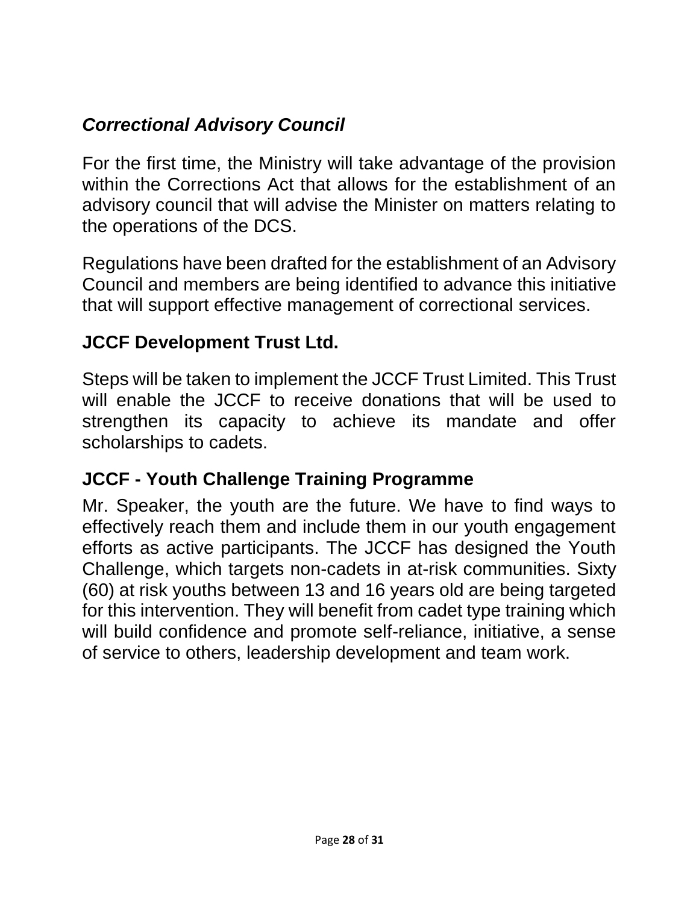### *Correctional Advisory Council*

For the first time, the Ministry will take advantage of the provision within the Corrections Act that allows for the establishment of an advisory council that will advise the Minister on matters relating to the operations of the DCS.

Regulations have been drafted for the establishment of an Advisory Council and members are being identified to advance this initiative that will support effective management of correctional services.

### JCCF Development Trust Ltd.

Steps will be taken to implement the JCCF Trust Limited. This Trust will enable the JCCF to receive donations that will be used to strengthen its capacity to achieve its mandate and offer scholarships to cadets.

### JCCF - Youth Challenge Training Programme

Mr. Speaker, the youth are the future. We have to find ways to effectively reach them and include them in our youth engagement efforts as active participants. The JCCF has designed the Youth Challenge, which targets non-cadets in at-risk communities. Sixty (60) at risk youths between 13 and 16 years old are being targeted for this intervention. They will benefit from cadet type training which will build confidence and promote self-reliance, initiative, a sense of service to others, leadership development and team work.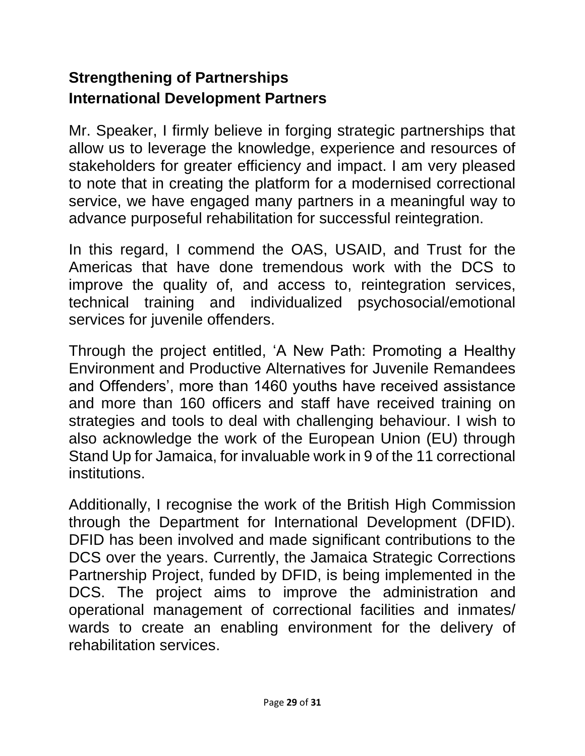## Strengthening of Partnerships

## International Development Partners

Mr. Speaker, I firmly believe in forging strategic partnerships that allow us to leverage the knowledge, experience and resources of stakeholders for greater efficiency and impact. I am very pleased to note that in creating the platform for a modernised correctional service, we have engaged many partners in a meaningful way to advance purposeful rehabilitation for successful reintegration.

In this regard, I commend the OAS, USAID, and Trust for the Americas that have done tremendous work with the DCS to improve the quality of, and access to, reintegration services, technical training and individualized psychosocial/emotional services for juvenile offenders.

Through the project entitled, 'A New Path: Promoting a Healthy Environment and Productive Alternatives for Juvenile Remandees and Offenders', more than 1460 youths have received assistance and more than 160 officers and staff have received training on strategies and tools to deal with challenging behaviour. I wish to also acknowledge the work of the European Union (EU) through Stand Up for Jamaica, for invaluable work in 9 of the 11 correctional institutions.

Additionally, I recognise the work of the British High Commission through the Department for International Development (DFID). DFID has been involved and made significant contributions to the DCS over the years. Currently, the Jamaica Strategic Corrections Partnership Project, funded by DFID, is being implemented in the DCS. The project aims to improve the administration and operational management of correctional facilities and inmates/ wards to create an enabling environment for the delivery of rehabilitation services.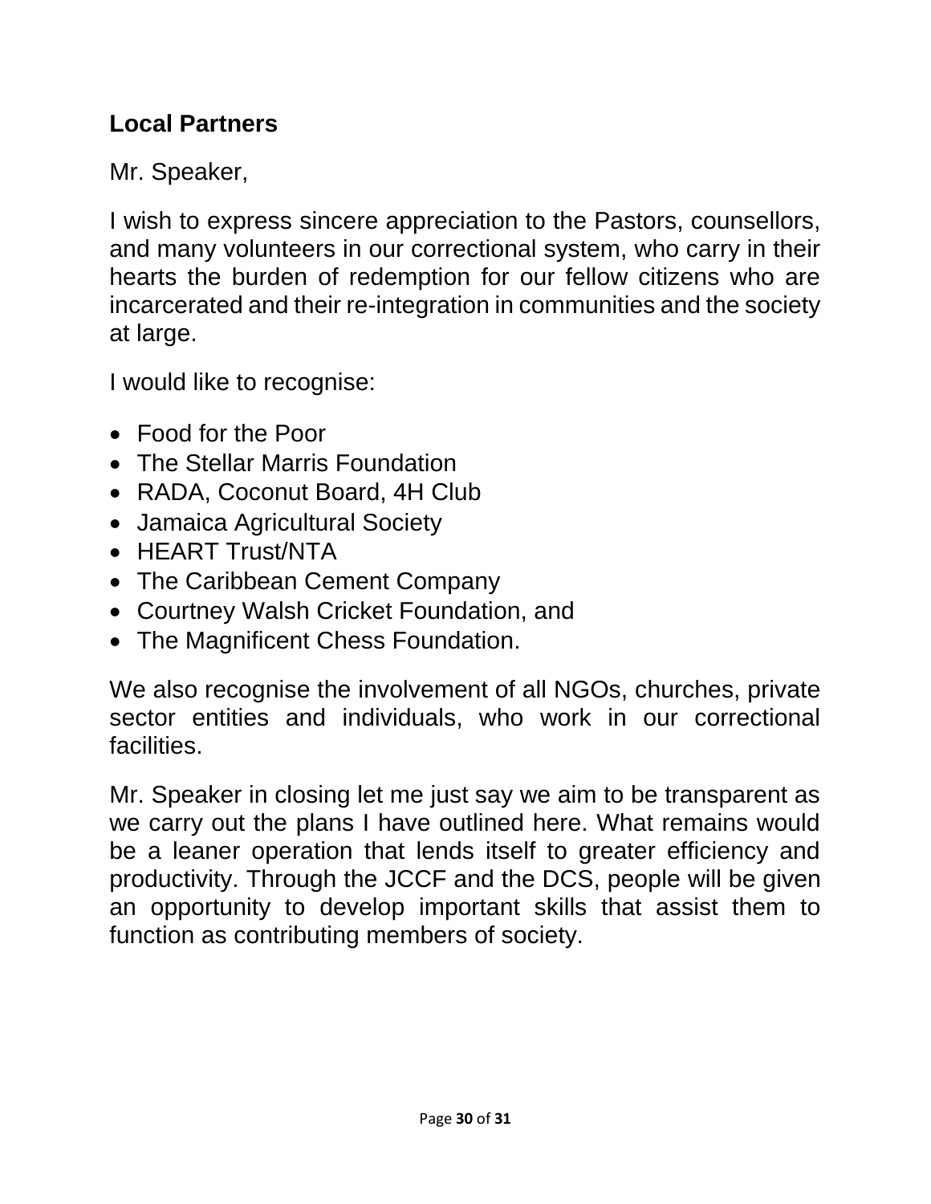## Local Partners

Mr. Speaker,

I wish to express sincere appreciation to the Pastors, counsellors, and many volunteers in our correctional system, who carry in their hearts the burden of redemption for our fellow citizens who are incarcerated and their re-integration in communities and the society at large.

I would like to recognise:

- Food for the Poor
- The Stellar Marris Foundation
- RADA, Coconut Board, 4H Club
- Jamaica Agricultural Society
- HEART Trust/NTA
- The Caribbean Cement Company
- Courtney Walsh Cricket Foundation, and
- The Magnificent Chess Foundation.

We also recognise the involvement of all NGOs, churches, private sector entities and individuals, who work in our correctional facilities.

Mr. Speaker in closing let me just say we aim to be transparent as we carry out the plans I have outlined here. What remains would be a leaner operation that lends itself to greater efficiency and productivity. Through the JCCF and the DCS, people will be given an opportunity to develop important skills that assist them to function as contributing members of society.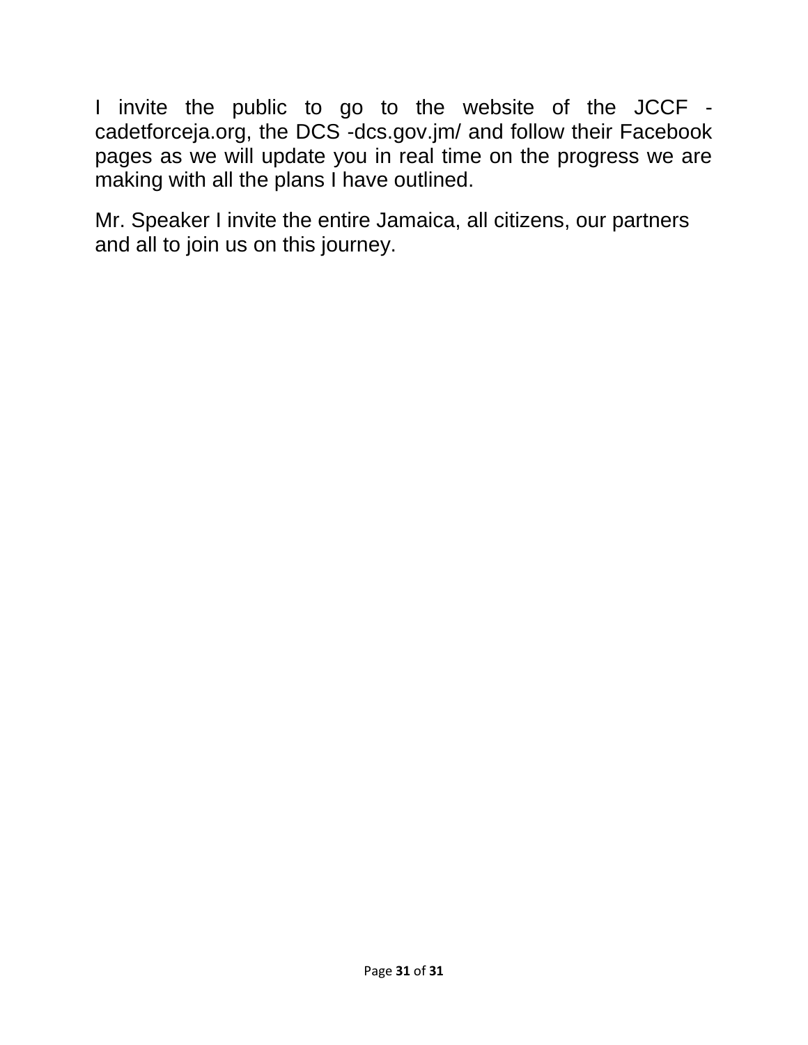I invite the public to go to the website of the JCCF - cadetforceja.org, the DCS -dcs.gov.jm/ and follow their Facebook pages as we will update you in real time on the progress we are making with all the plans I have outlined.

Mr. Speaker I invite the entire Jamaica, all citizens, our partners and all to join us on this journey.